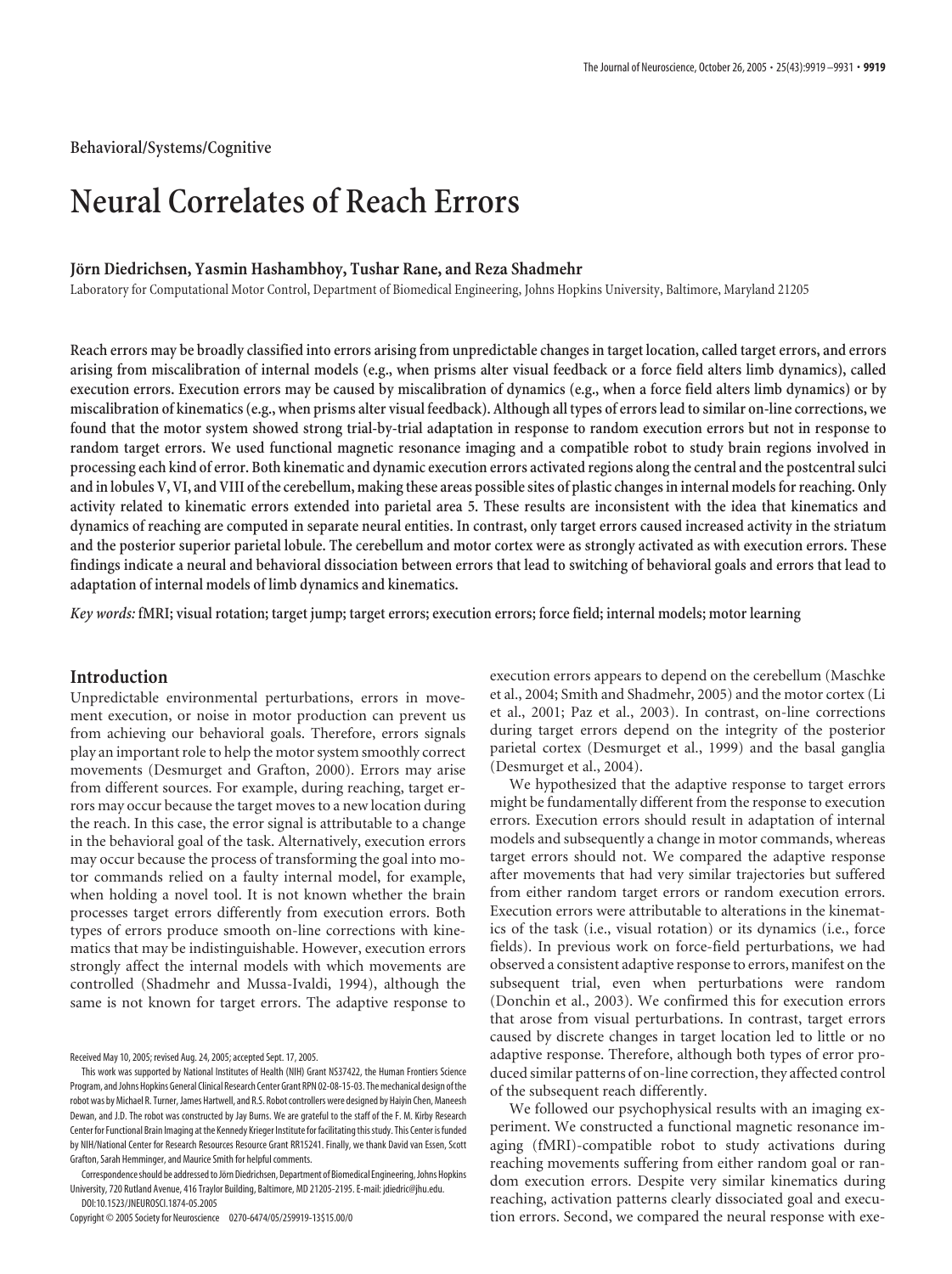Behavioral/Systems/Cognitive

# Neural Correlates of Reach Errors

**Jörn Diedrichsen, Yasmin Hashambhoy, Tushar Rane, and Reza Shadmehr**

Laboratory for Computational Motor Control, Department of Biomedical Engineering, Johns Hopkins University, Baltimore, Maryland 21205

**Reach errors may be broadly classified into errors arising from unpredictable changes in target location, called target errors, and errors arising from miscalibration of internal models (e.g., when prisms alter visual feedback or a force field alters limb dynamics), called execution errors. Execution errors may be caused by miscalibration of dynamics (e.g., when a force field alters limb dynamics) or by miscalibration of kinematics (e.g., when prisms alter visual feedback). Although all types of errors lead to similar on-line corrections, we found that the motor system showed strong trial-by-trial adaptation in response to random execution errors but not in response to random target errors. We used functional magnetic resonance imaging and a compatible robot to study brain regions involved in processing each kind of error. Both kinematic and dynamic execution errors activated regions along the central and the postcentral sulci and in lobules V, VI, and VIII of the cerebellum, making these areas possible sites of plastic changes in internal models for reaching. Only activity related to kinematic errors extended into parietal area 5. These results are inconsistent with the idea that kinematics and dynamics of reaching are computed in separate neural entities. In contrast, only target errors caused increased activity in the striatum and the posterior superior parietal lobule. The cerebellum and motor cortex were as strongly activated as with execution errors. These findings indicate a neural and behavioral dissociation between errors that lead to switching of behavioral goals and errors that lead to adaptation of internal models of limb dynamics and kinematics.**

*Key words:* **fMRI; visual rotation; target jump; target errors; execution errors; force field; internal models; motor learning**

## Introduction

Unpredictable environmental perturbations, errors in movement execution, or noise in motor production can prevent us from achieving our behavioral goals. Therefore, errors signals play an important role to help the motor system smoothly correct movements (Desmurget and Grafton, 2000). Errors may arise from different sources. For example, during reaching, target errors may occur because the target moves to a new location during the reach. In this case, the error signal is attributable to a change in the behavioral goal of the task. Alternatively, execution errors may occur because the process of transforming the goal into motor commands relied on a faulty internal model, for example, when holding a novel tool. It is not known whether the brain processes target errors differently from execution errors. Both types of errors produce smooth on-line corrections with kinematics that may be indistinguishable. However, execution errors strongly affect the internal models with which movements are controlled (Shadmehr and Mussa-Ivaldi, 1994), although the same is not known for target errors. The adaptive response to execution errors appears to depend on the cerebellum (Maschke et al., 2004; Smith and Shadmehr, 2005) and the motor cortex (Li et al., 2001; Paz et al., 2003). In contrast, on-line corrections during target errors depend on the integrity of the posterior parietal cortex (Desmurget et al., 1999) and the basal ganglia (Desmurget et al., 2004).

We hypothesized that the adaptive response to target errors might be fundamentally different from the response to execution errors. Execution errors should result in adaptation of internal models and subsequently a change in motor commands, whereas target errors should not. We compared the adaptive response after movements that had very similar trajectories but suffered from either random target errors or random execution errors. Execution errors were attributable to alterations in the kinematics of the task (i.e., visual rotation) or its dynamics (i.e., force fields). In previous work on force-field perturbations, we had observed a consistent adaptive response to errors, manifest on the subsequent trial, even when perturbations were random (Donchin et al., 2003). We confirmed this for execution errors that arose from visual perturbations. In contrast, target errors caused by discrete changes in target location led to little or no adaptive response. Therefore, although both types of error produced similar patterns of on-line correction, they affected control of the subsequent reach differently.

We followed our psychophysical results with an imaging experiment. We constructed a functional magnetic resonance imaging (fMRI)-compatible robot to study activations during reaching movements suffering from either random goal or random execution errors. Despite very similar kinematics during reaching, activation patterns clearly dissociated goal and execution errors. Second, we compared the neural response with exe-

Received May 10, 2005; revised Aug. 24, 2005; accepted Sept. 17, 2005.

This work was supported by National Institutes of Health (NIH) Grant NS37422, the Human Frontiers Science Program, and Johns Hopkins General Clinical Research Center Grant RPN 02-08-15-03. The mechanical design of the robot was by Michael R. Turner, James Hartwell, and R.S. Robot controllers were designed by Haiyin Chen, Maneesh Dewan, and J.D. The robot was constructed by Jay Burns. We are grateful to the staff of the F. M. Kirby Research Center for Functional Brain Imaging at the Kennedy Krieger Institute for facilitating this study. This Center is funded by NIH/National Center for Research Resources Resource Grant RR15241. Finally, we thank David van Essen, Scott Grafton, Sarah Hemminger, and Maurice Smith for helpful comments.

Correspondence should be addressed to Jörn Diedrichsen, Department of Biomedical Engineering, Johns Hopkins University, 720 Rutland Avenue, 416 Traylor Building, Baltimore, MD 21205-2195. E-mail: jdiedric@jhu.edu.

DOI:10.1523/JNEUROSCI.1874-05.2005

Copyright © 2005 Society for Neuroscience 0270-6474/05/259919-13$15.00/0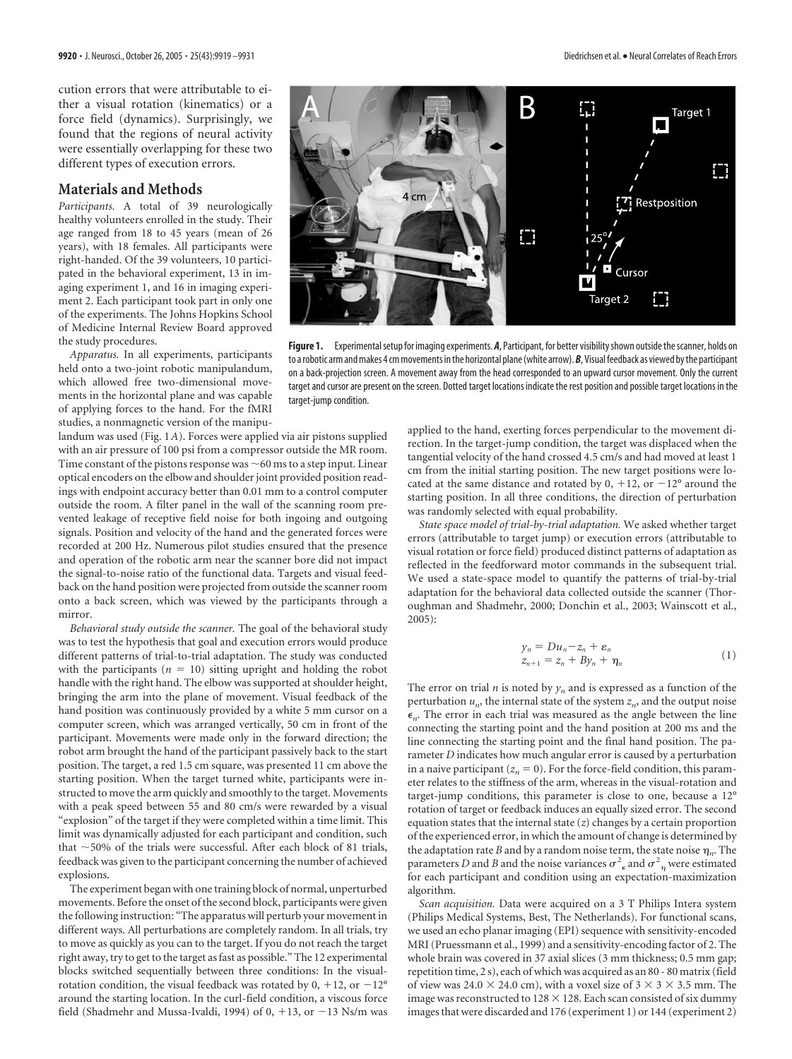cution errors that were attributable to either a visual rotation (kinematics) or a force field (dynamics). Surprisingly, we found that the regions of neural activity were essentially overlapping for these two different types of execution errors.

## Materials and Methods

*Participants.* A total of 39 neurologically healthy volunteers enrolled in the study. Their age ranged from 18 to 45 years (mean of 26 years), with 18 females. All participants were right-handed. Of the 39 volunteers, 10 participated in the behavioral experiment, 13 in imaging experiment 1, and 16 in imaging experiment 2. Each participant took part in only one of the experiments. The Johns Hopkins School of Medicine Internal Review Board approved the study procedures.

*Apparatus.* In all experiments, participants held onto a two-joint robotic manipulandum, which allowed free two-dimensional movements in the horizontal plane and was capable of applying forces to the hand. For the fMRI studies, a nonmagnetic version of the manipulandum was used (Fig. 1*A*). Forces were applied via air pistons supplied with an air pressure of 100 psi from a compressor outside the MR room. Time constant of the pistons response was ~60 ms to a step input. Linear optical encoders on the elbow and shoulder joint provided position readings with endpoint accuracy better than 0.01 mm to a control computer outside the room. A filter panel in the wall of the scanning room prevented leakage of receptive field noise for both ingoing and outgoing signals. Position and velocity of the hand and the generated forces were recorded at 200 Hz. Numerous pilot studies ensured that the presence and operation of the robotic arm near the scanner bore did not impact the signal-to-noise ratio of the functional data. Targets and visual feedback on the hand position were projected from outside the scanner room onto a back screen, which was viewed by the participants through a mirror.

**Figure 1.** Experimental setup for imaging experiments. ***A***, Participant, for better visibility shown outside the scanner, holds on to a robotic arm and makes 4 cm movements in the horizontal plane (white arrow). ***B***, Visual feedback as viewed by the participant on a back-projection screen. A movement away from the head corresponded to an upward cursor movement. Only the current target and cursor are present on the screen. Dotted target locations indicate the rest position and possible target locations in the target-jump condition.

*Behavioral study outside the scanner.* The goal of the behavioral study was to test the hypothesis that goal and execution errors would produce different patterns of trial-to-trial adaptation. The study was conducted with the participants ($n = 10$) sitting upright and holding the robot handle with the right hand. The elbow was supported at shoulder height, bringing the arm into the plane of movement. Visual feedback of the hand position was continuously provided by a white 5 mm cursor on a computer screen, which was arranged vertically, 50 cm in front of the participant. Movements were made only in the forward direction; the robot arm brought the hand of the participant passively back to the start position. The target, a red 1.5 cm square, was presented 11 cm above the starting position. When the target turned white, participants were instructed to move the arm quickly and smoothly to the target. Movements with a peak speed between 55 and 80 cm/s were rewarded by a visual "explosion" of the target if they were completed within a time limit. This limit was dynamically adjusted for each participant and condition, such that ~50% of the trials were successful. After each block of 81 trials, feedback was given to the participant concerning the number of achieved explosions.

The experiment began with one training block of normal, unperturbed movements. Before the onset of the second block, participants were given the following instruction: "The apparatus will perturb your movement in different ways. All perturbations are completely random. In all trials, try to move as quickly as you can to the target. If you do not reach the target right away, try to get to the target as fast as possible." The 12 experimental blocks switched sequentially between three conditions: In the visual-rotation condition, the visual feedback was rotated by 0, +12, or −12° around the starting location. In the curl-field condition, a viscous force field (Shadmehr and Mussa-Ivaldi, 1994) of 0, +13, or −13 Ns/m was applied to the hand, exerting forces perpendicular to the movement direction. In the target-jump condition, the target was displaced when the tangential velocity of the hand crossed 4.5 cm/s and had moved at least 1 cm from the initial starting position. The new target positions were located at the same distance and rotated by 0, +12, or −12° around the starting position. In all three conditions, the direction of perturbation was randomly selected with equal probability.

*State space model of trial-by-trial adaptation.* We asked whether target errors (attributable to target jump) or execution errors (attributable to visual rotation or force field) produced distinct patterns of adaptation as reflected in the feedforward motor commands in the subsequent trial. We used a state-space model to quantify the patterns of trial-by-trial adaptation for the behavioral data collected outside the scanner (Thoroughman and Shadmehr, 2000; Donchin et al., 2003; Wainscott et al., 2005):

$$
\begin{aligned}
y_n &= Du_n - z_n + \varepsilon_n \\
z_{n+1} &= z_n + By_n + \eta_n
\end{aligned}
\tag{1}
$$

The error on trial $n$ is noted by $y_n$ and is expressed as a function of the perturbation $u_n$, the internal state of the system $z_n$, and the output noise $\epsilon_n$. The error in each trial was measured as the angle between the line connecting the starting point and the hand position at 200 ms and the line connecting the starting point and the final hand position. The parameter $D$ indicates how much angular error is caused by a perturbation in a naive participant ($z_n = 0$). For the force-field condition, this parameter relates to the stiffness of the arm, whereas in the visual-rotation and target-jump conditions, this parameter is close to one, because a 12° rotation of target or feedback induces an equally sized error. The second equation states that the internal state ($z$) changes by a certain proportion of the experienced error, in which the amount of change is determined by the adaptation rate $B$ and by a random noise term, the state noise $\eta_n$. The parameters $D$ and $B$ and the noise variances $\sigma^2_\epsilon$ and $\sigma^2_\eta$ were estimated for each participant and condition using an expectation-maximization algorithm.

*Scan acquisition.* Data were acquired on a 3 T Philips Intera system (Philips Medical Systems, Best, The Netherlands). For functional scans, we used an echo planar imaging (EPI) sequence with sensitivity-encoded MRI (Pruessmann et al., 1999) and a sensitivity-encoding factor of 2. The whole brain was covered in 37 axial slices (3 mm thickness; 0.5 mm gap; repetition time, 2 s), each of which was acquired as an 80 - 80 matrix (field of view was 24.0 × 24.0 cm), with a voxel size of 3 × 3 × 3.5 mm. The image was reconstructed to 128 × 128. Each scan consisted of six dummy images that were discarded and 176 (experiment 1) or 144 (experiment 2)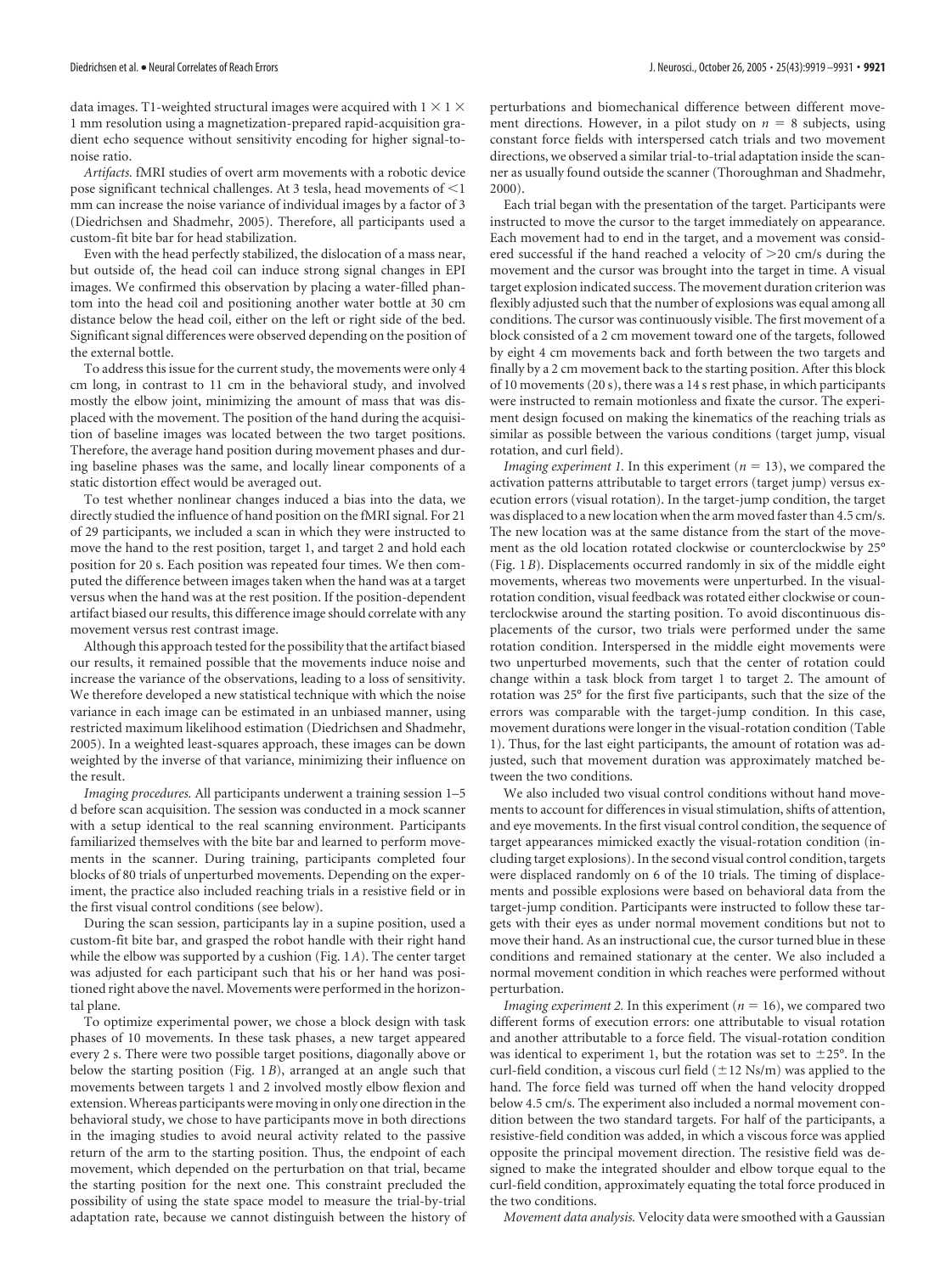data images. T1-weighted structural images were acquired with $1 \times 1 \times 1$ mm resolution using a magnetization-prepared rapid-acquisition gradient echo sequence without sensitivity encoding for higher signal-to-noise ratio.

*Artifacts.* fMRI studies of overt arm movements with a robotic device pose significant technical challenges. At 3 tesla, head movements of $<1$ mm can increase the noise variance of individual images by a factor of 3 (Diedrichsen and Shadmehr, 2005). Therefore, all participants used a custom-fit bite bar for head stabilization.

Even with the head perfectly stabilized, the dislocation of a mass near, but outside of, the head coil can induce strong signal changes in EPI images. We confirmed this observation by placing a water-filled phantom into the head coil and positioning another water bottle at 30 cm distance below the head coil, either on the left or right side of the bed. Significant signal differences were observed depending on the position of the external bottle.

To address this issue for the current study, the movements were only 4 cm long, in contrast to 11 cm in the behavioral study, and involved mostly the elbow joint, minimizing the amount of mass that was displaced with the movement. The position of the hand during the acquisition of baseline images was located between the two target positions. Therefore, the average hand position during movement phases and during baseline phases was the same, and locally linear components of a static distortion effect would be averaged out.

To test whether nonlinear changes induced a bias into the data, we directly studied the influence of hand position on the fMRI signal. For 21 of 29 participants, we included a scan in which they were instructed to move the hand to the rest position, target 1, and target 2 and hold each position for 20 s. Each position was repeated four times. We then computed the difference between images taken when the hand was at a target versus when the hand was at the rest position. If the position-dependent artifact biased our results, this difference image should correlate with any movement versus rest contrast image.

Although this approach tested for the possibility that the artifact biased our results, it remained possible that the movements induce noise and increase the variance of the observations, leading to a loss of sensitivity. We therefore developed a new statistical technique with which the noise variance in each image can be estimated in an unbiased manner, using restricted maximum likelihood estimation (Diedrichsen and Shadmehr, 2005). In a weighted least-squares approach, these images can be down weighted by the inverse of that variance, minimizing their influence on the result.

*Imaging procedures.* All participants underwent a training session 1–5 d before scan acquisition. The session was conducted in a mock scanner with a setup identical to the real scanning environment. Participants familiarized themselves with the bite bar and learned to perform movements in the scanner. During training, participants completed four blocks of 80 trials of unperturbed movements. Depending on the experiment, the practice also included reaching trials in a resistive field or in the first visual control conditions (see below).

During the scan session, participants lay in a supine position, used a custom-fit bite bar, and grasped the robot handle with their right hand while the elbow was supported by a cushion (Fig. 1*A*). The center target was adjusted for each participant such that his or her hand was positioned right above the navel. Movements were performed in the horizontal plane.

To optimize experimental power, we chose a block design with task phases of 10 movements. In these task phases, a new target appeared every 2 s. There were two possible target positions, diagonally above or below the starting position (Fig. 1*B*), arranged at an angle such that movements between targets 1 and 2 involved mostly elbow flexion and extension. Whereas participants were moving in only one direction in the behavioral study, we chose to have participants move in both directions in the imaging studies to avoid neural activity related to the passive return of the arm to the starting position. Thus, the endpoint of each movement, which depended on the perturbation on that trial, became the starting position for the next one. This constraint precluded the possibility of using the state space model to measure the trial-by-trial adaptation rate, because we cannot distinguish between the history of perturbations and biomechanical difference between different movement directions. However, in a pilot study on $n = 8$ subjects, using constant force fields with interspersed catch trials and two movement directions, we observed a similar trial-to-trial adaptation inside the scanner as usually found outside the scanner (Thoroughman and Shadmehr, 2000).

Each trial began with the presentation of the target. Participants were instructed to move the cursor to the target immediately on appearance. Each movement had to end in the target, and a movement was considered successful if the hand reached a velocity of $>20$ cm/s during the movement and the cursor was brought into the target in time. A visual target explosion indicated success. The movement duration criterion was flexibly adjusted such that the number of explosions was equal among all conditions. The cursor was continuously visible. The first movement of a block consisted of a 2 cm movement toward one of the targets, followed by eight 4 cm movements back and forth between the two targets and finally by a 2 cm movement back to the starting position. After this block of 10 movements (20 s), there was a 14 s rest phase, in which participants were instructed to remain motionless and fixate the cursor. The experiment design focused on making the kinematics of the reaching trials as similar as possible between the various conditions (target jump, visual rotation, and curl field).

*Imaging experiment 1.* In this experiment ($n = 13$), we compared the activation patterns attributable to target errors (target jump) versus execution errors (visual rotation). In the target-jump condition, the target was displaced to a new location when the arm moved faster than 4.5 cm/s. The new location was at the same distance from the start of the movement as the old location rotated clockwise or counterclockwise by 25° (Fig. 1*B*). Displacements occurred randomly in six of the middle eight movements, whereas two movements were unperturbed. In the visual-rotation condition, visual feedback was rotated either clockwise or counterclockwise around the starting position. To avoid discontinuous displacements of the cursor, two trials were performed under the same rotation condition. Interspersed in the middle eight movements were two unperturbed movements, such that the center of rotation could change within a task block from target 1 to target 2. The amount of rotation was 25° for the first five participants, such that the size of the errors was comparable with the target-jump condition. In this case, movement durations were longer in the visual-rotation condition (Table 1). Thus, for the last eight participants, the amount of rotation was adjusted, such that movement duration was approximately matched between the two conditions.

We also included two visual control conditions without hand movements to account for differences in visual stimulation, shifts of attention, and eye movements. In the first visual control condition, the sequence of target appearances mimicked exactly the visual-rotation condition (including target explosions). In the second visual control condition, targets were displaced randomly on 6 of the 10 trials. The timing of displacements and possible explosions were based on behavioral data from the target-jump condition. Participants were instructed to follow these targets with their eyes as under normal movement conditions but not to move their hand. As an instructional cue, the cursor turned blue in these conditions and remained stationary at the center. We also included a normal movement condition in which reaches were performed without perturbation.

*Imaging experiment 2.* In this experiment ($n = 16$), we compared two different forms of execution errors: one attributable to visual rotation and another attributable to a force field. The visual-rotation condition was identical to experiment 1, but the rotation was set to $\pm 25°$. In the curl-field condition, a viscous curl field ($\pm 12$ Ns/m) was applied to the hand. The force field was turned off when the hand velocity dropped below 4.5 cm/s. The experiment also included a normal movement condition between the two standard targets. For half of the participants, a resistive-field condition was added, in which a viscous force was applied opposite the principal movement direction. The resistive field was designed to make the integrated shoulder and elbow torque equal to the curl-field condition, approximately equating the total force produced in the two conditions.

*Movement data analysis.* Velocity data were smoothed with a Gaussian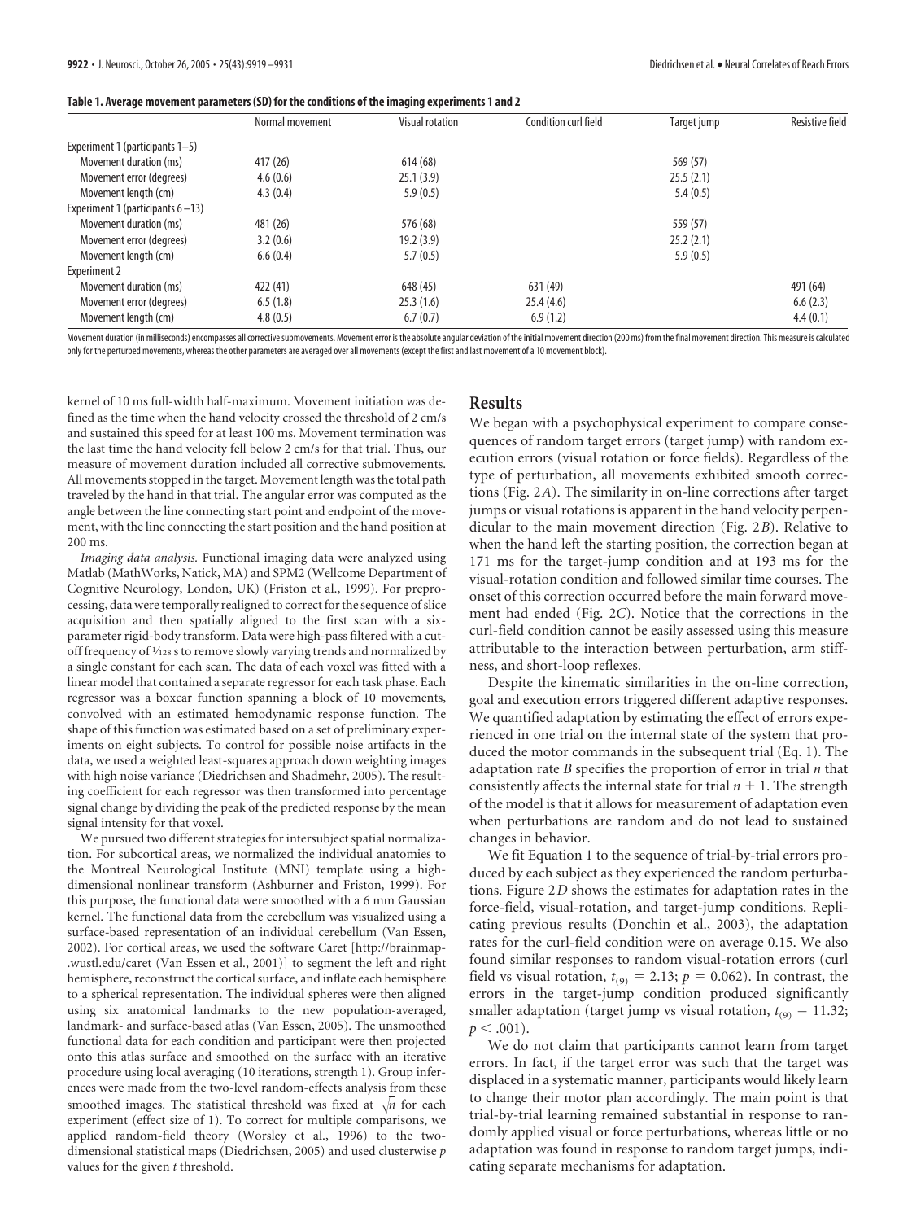**Table 1. Average movement parameters (SD) for the conditions of the imaging experiments 1 and 2**

| | Normal movement | Visual rotation | Condition curl field | Target jump | Resistive field |
|---|---|---|---|---|---|
| Experiment 1 (participants 1–5) | | | | | |
| Movement duration (ms) | 417 (26) | 614 (68) | | 569 (57) | |
| Movement error (degrees) | 4.6 (0.6) | 25.1 (3.9) | | 25.5 (2.1) | |
| Movement length (cm) | 4.3 (0.4) | 5.9 (0.5) | | 5.4 (0.5) | |
| Experiment 1 (participants 6–13) | | | | | |
| Movement duration (ms) | 481 (26) | 576 (68) | | 559 (57) | |
| Movement error (degrees) | 3.2 (0.6) | 19.2 (3.9) | | 25.2 (2.1) | |
| Movement length (cm) | 6.6 (0.4) | 5.7 (0.5) | | 5.9 (0.5) | |
| Experiment 2 | | | | | |
| Movement duration (ms) | 422 (41) | 648 (45) | 631 (49) | | 491 (64) |
| Movement error (degrees) | 6.5 (1.8) | 25.3 (1.6) | 25.4 (4.6) | | 6.6 (2.3) |
| Movement length (cm) | 4.8 (0.5) | 6.7 (0.7) | 6.9 (1.2) | | 4.4 (0.1) |

Movement duration (in milliseconds) encompasses all corrective submovements. Movement error is the absolute angular deviation of the initial movement direction (200 ms) from the final movement direction. This measure is calculated only for the perturbed movements, whereas the other parameters are averaged over all movements (except the first and last movement of a 10 movement block).

kernel of 10 ms full-width half-maximum. Movement initiation was defined as the time when the hand velocity crossed the threshold of 2 cm/s and sustained this speed for at least 100 ms. Movement termination was the last time the hand velocity fell below 2 cm/s for that trial. Thus, our measure of movement duration included all corrective submovements. All movements stopped in the target. Movement length was the total path traveled by the hand in that trial. The angular error was computed as the angle between the line connecting start point and endpoint of the movement, with the line connecting the start position and the hand position at 200 ms.

*Imaging data analysis.* Functional imaging data were analyzed using Matlab (MathWorks, Natick, MA) and SPM2 (Wellcome Department of Cognitive Neurology, London, UK) (Friston et al., 1999). For preprocessing, data were temporally realigned to correct for the sequence of slice acquisition and then spatially aligned to the first scan with a six-parameter rigid-body transform. Data were high-pass filtered with a cutoff frequency of $1/128$ s to remove slowly varying trends and normalized by a single constant for each scan. The data of each voxel was fitted with a linear model that contained a separate regressor for each task phase. Each regressor was a boxcar function spanning a block of 10 movements, convolved with an estimated hemodynamic response function. The shape of this function was estimated based on a set of preliminary experiments on eight subjects. To control for possible noise artifacts in the data, we used a weighted least-squares approach down weighting images with high noise variance (Diedrichsen and Shadmehr, 2005). The resulting coefficient for each regressor was then transformed into percentage signal change by dividing the peak of the predicted response by the mean signal intensity for that voxel.

We pursued two different strategies for intersubject spatial normalization. For subcortical areas, we normalized the individual anatomies to the Montreal Neurological Institute (MNI) template using a high-dimensional nonlinear transform (Ashburner and Friston, 1999). For this purpose, the functional data were smoothed with a 6 mm Gaussian kernel. The functional data from the cerebellum was visualized using a surface-based representation of an individual cerebellum (Van Essen, 2002). For cortical areas, we used the software Caret [http://brainmap.wustl.edu/caret (Van Essen et al., 2001)] to segment the left and right hemisphere, reconstruct the cortical surface, and inflate each hemisphere to a spherical representation. The individual spheres were then aligned using six anatomical landmarks to the new population-averaged, landmark- and surface-based atlas (Van Essen, 2005). The unsmoothed functional data for each condition and participant were then projected onto this atlas surface and smoothed on the surface with an iterative procedure using local averaging (10 iterations, strength 1). Group inferences were made from the two-level random-effects analysis from these smoothed images. The statistical threshold was fixed at $\sqrt{n}$ for each experiment (effect size of 1). To correct for multiple comparisons, we applied random-field theory (Worsley et al., 1996) to the two-dimensional statistical maps (Diedrichsen, 2005) and used clusterwise $p$ values for the given $t$ threshold.

## Results

We began with a psychophysical experiment to compare consequences of random target errors (target jump) with random execution errors (visual rotation or force fields). Regardless of the type of perturbation, all movements exhibited smooth corrections (Fig. 2*A*). The similarity in on-line corrections after target jumps or visual rotations is apparent in the hand velocity perpendicular to the main movement direction (Fig. 2*B*). Relative to when the hand left the starting position, the correction began at 171 ms for the target-jump condition and at 193 ms for the visual-rotation condition and followed similar time courses. The onset of this correction occurred before the main forward movement had ended (Fig. 2*C*). Notice that the corrections in the curl-field condition cannot be easily assessed using this measure attributable to the interaction between perturbation, arm stiffness, and short-loop reflexes.

Despite the kinematic similarities in the on-line correction, goal and execution errors triggered different adaptive responses. We quantified adaptation by estimating the effect of errors experienced in one trial on the internal state of the system that produced the motor commands in the subsequent trial (Eq. 1). The adaptation rate $B$ specifies the proportion of error in trial $n$ that consistently affects the internal state for trial $n + 1$. The strength of the model is that it allows for measurement of adaptation even when perturbations are random and do not lead to sustained changes in behavior.

We fit Equation 1 to the sequence of trial-by-trial errors produced by each subject as they experienced the random perturbations. Figure 2*D* shows the estimates for adaptation rates in the force-field, visual-rotation, and target-jump conditions. Replicating previous results (Donchin et al., 2003), the adaptation rates for the curl-field condition were on average 0.15. We also found similar responses to random visual-rotation errors (curl field vs visual rotation, $t_{(9)} = 2.13$; $p = 0.062$). In contrast, the errors in the target-jump condition produced significantly smaller adaptation (target jump vs visual rotation, $t_{(9)} = 11.32$; $p < .001$).

We do not claim that participants cannot learn from target errors. In fact, if the target error was such that the target was displaced in a systematic manner, participants would likely learn to change their motor plan accordingly. The main point is that trial-by-trial learning remained substantial in response to randomly applied visual or force perturbations, whereas little or no adaptation was found in response to random target jumps, indicating separate mechanisms for adaptation.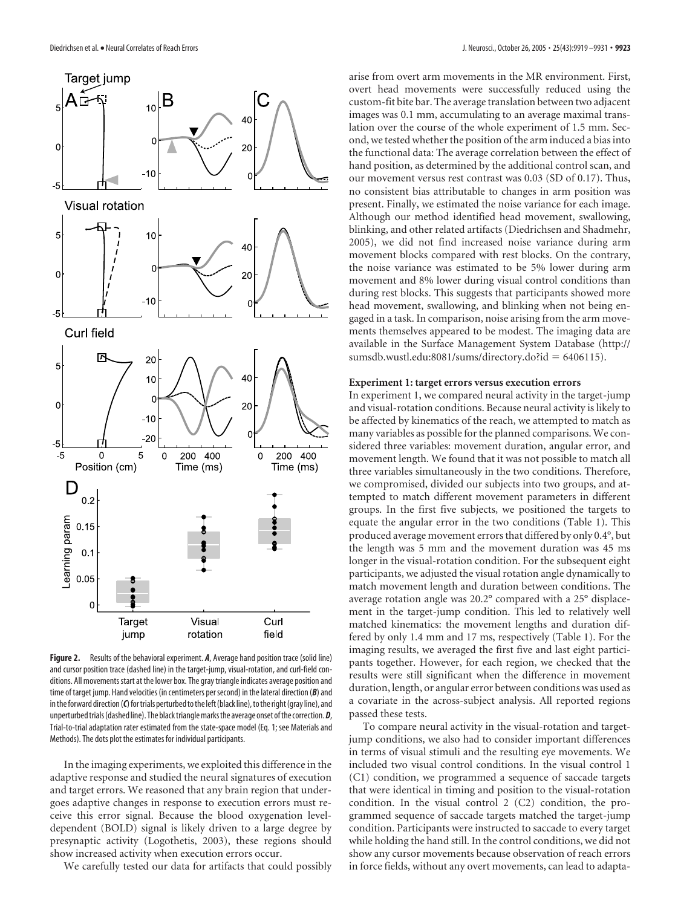**Figure 2.** Results of the behavioral experiment. ***A***, Average hand position trace (solid line) and cursor position trace (dashed line) in the target-jump, visual-rotation, and curl-field conditions. All movements start at the lower box. The gray triangle indicates average position and time of target jump. Hand velocities (in centimeters per second) in the lateral direction (***B***) and in the forward direction (***C***) for trials perturbed to the left (black line), to the right (gray line), and unperturbed trials (dashed line). The black triangle marks the average onset of the correction. ***D***, Trial-to-trial adaptation rater estimated from the state-space model (Eq. 1; see Materials and Methods). The dots plot the estimates for individual participants.

In the imaging experiments, we exploited this difference in the adaptive response and studied the neural signatures of execution and target errors. We reasoned that any brain region that undergoes adaptive changes in response to execution errors must receive this error signal. Because the blood oxygenation level-dependent (BOLD) signal is likely driven to a large degree by presynaptic activity (Logothetis, 2003), these regions should show increased activity when execution errors occur.

We carefully tested our data for artifacts that could possibly arise from overt arm movements in the MR environment. First, overt head movements were successfully reduced using the custom-fit bite bar. The average translation between two adjacent images was 0.1 mm, accumulating to an average maximal translation over the course of the whole experiment of 1.5 mm. Second, we tested whether the position of the arm induced a bias into the functional data: The average correlation between the effect of hand position, as determined by the additional control scan, and our movement versus rest contrast was 0.03 (SD of 0.17). Thus, no consistent bias attributable to changes in arm position was present. Finally, we estimated the noise variance for each image. Although our method identified head movement, swallowing, blinking, and other related artifacts (Diedrichsen and Shadmehr, 2005), we did not find increased noise variance during arm movement blocks compared with rest blocks. On the contrary, the noise variance was estimated to be 5% lower during arm movement and 8% lower during visual control conditions than during rest blocks. This suggests that participants showed more head movement, swallowing, and blinking when not being engaged in a task. In comparison, noise arising from the arm movements themselves appeared to be modest. The imaging data are available in the Surface Management System Database (http://sumsdb.wustl.edu:8081/sums/directory.do?id = 6406115).

### Experiment 1: target errors versus execution errors

In experiment 1, we compared neural activity in the target-jump and visual-rotation conditions. Because neural activity is likely to be affected by kinematics of the reach, we attempted to match as many variables as possible for the planned comparisons. We considered three variables: movement duration, angular error, and movement length. We found that it was not possible to match all three variables simultaneously in the two conditions. Therefore, we compromised, divided our subjects into two groups, and attempted to match different movement parameters in different groups. In the first five subjects, we positioned the targets to equate the angular error in the two conditions (Table 1). This produced average movement errors that differed by only 0.4°, but the length was 5 mm and the movement duration was 45 ms longer in the visual-rotation condition. For the subsequent eight participants, we adjusted the visual rotation angle dynamically to match movement length and duration between conditions. The average rotation angle was 20.2° compared with a 25° displacement in the target-jump condition. This led to relatively well matched kinematics: the movement lengths and duration differed by only 1.4 mm and 17 ms, respectively (Table 1). For the imaging results, we averaged the first five and last eight participants together. However, for each region, we checked that the results were still significant when the difference in movement duration, length, or angular error between conditions was used as a covariate in the across-subject analysis. All reported regions passed these tests.

To compare neural activity in the visual-rotation and target-jump conditions, we also had to consider important differences in terms of visual stimuli and the resulting eye movements. We included two visual control conditions. In the visual control 1 (C1) condition, we programmed a sequence of saccade targets that were identical in timing and position to the visual-rotation condition. In the visual control 2 (C2) condition, the programmed sequence of saccade targets matched the target-jump condition. Participants were instructed to saccade to every target while holding the hand still. In the control conditions, we did not show any cursor movements because observation of reach errors in force fields, without any overt movements, can lead to adapta-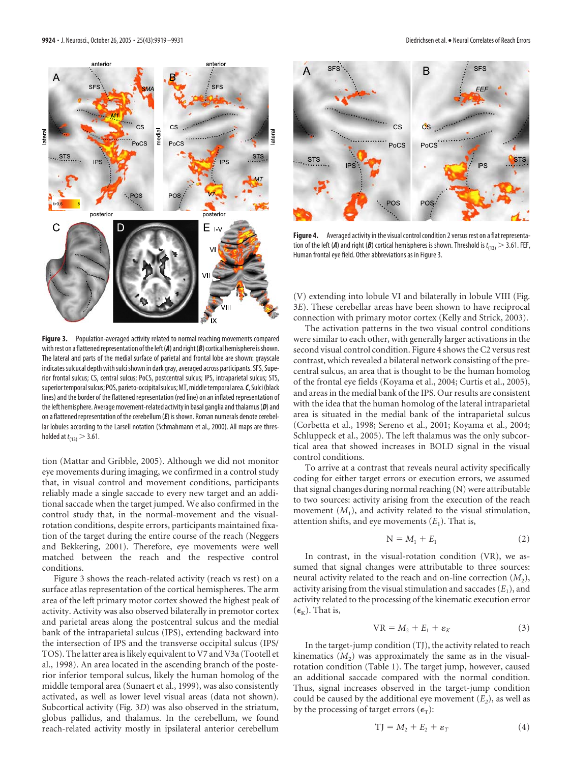**Figure 3.** Population-averaged activity related to normal reaching movements compared with rest on a flattened representation of the left (***A***) and right (***B***) cortical hemisphere is shown. The lateral and parts of the medial surface of parietal and frontal lobe are shown: grayscale indicates sulcal depth with sulci shown in dark gray, averaged across participants. SFS, Superior frontal sulcus; CS, central sulcus; PoCS, postcentral sulcus; IPS, intraparietal sulcus; STS, superior temporal sulcus; POS, parieto-occipital sulcus; MT, middle temporal area. ***C***, Sulci (black lines) and the border of the flattened representation (red line) on an inflated representation of the left hemisphere. Average movement-related activity in basal ganglia and thalamus (***D***) and on a flattened representation of the cerebellum (***E***) is shown. Roman numerals denote cerebellar lobules according to the Larsell notation (Schmahmann et al., 2000). All maps are thresholded at $t_{(13)} > 3.61$.

tion (Mattar and Gribble, 2005). Although we did not monitor eye movements during imaging, we confirmed in a control study that, in visual control and movement conditions, participants reliably made a single saccade to every new target and an additional saccade when the target jumped. We also confirmed in the control study that, in the visual-rotation conditions, despite errors, participants maintained fixation of the target during the entire course of the reach (Neggers and Bekkering, 2001). Therefore, eye movements were well matched between the reach and the respective control conditions.

Figure 3 shows the reach-related activity (reach vs rest) on a surface atlas representation of the cortical hemispheres. The arm area of the left primary motor cortex showed the highest peak of activity. Activity was also observed bilaterally in premotor cortex and parietal areas along the postcentral sulcus and the medial bank of the intraparietal sulcus (IPS), extending backward into the intersection of IPS and the transverse occipital sulcus (IPS/TOS). The latter area is likely equivalent to V7 and V3a (Tootell et al., 1998). An area located in the ascending branch of the posterior inferior temporal sulcus, likely the human homolog of the middle temporal area (Sunaert et al., 1999), was also consistently activated, as well as lower level visual areas (data not shown). Subcortical activity (Fig. 3*D*) was also observed in the striatum, globus pallidus, and thalamus. In the cerebellum, we found reach-related activity mostly in ipsilateral anterior cerebellum (V) extending into lobule VI and bilaterally in lobule VIII (Fig. 3*E*). These cerebellar areas have been shown to have reciprocal connection with primary motor cortex (Kelly and Strick, 2003).

**Figure 4.** Averaged activity in the visual control condition 2 versus rest on a flat representation of the left (***A***) and right (***B***) cortical hemispheres is shown. Threshold is $t_{(13)} > 3.61$. FEF, Human frontal eye field. Other abbreviations as in Figure 3.

The activation patterns in the two visual control conditions were similar to each other, with generally larger activations in the second visual control condition. Figure 4 shows the C2 versus rest contrast, which revealed a bilateral network consisting of the precentral sulcus, an area that is thought to be the human homolog of the frontal eye fields (Koyama et al., 2004; Curtis et al., 2005), and areas in the medial bank of the IPS. Our results are consistent with the idea that the human homolog of the lateral intraparietal area is situated in the medial bank of the intraparietal sulcus (Corbetta et al., 1998; Sereno et al., 2001; Koyama et al., 2004; Schluppeck et al., 2005). The left thalamus was the only subcortical area that showed increases in BOLD signal in the visual control conditions.

To arrive at a contrast that reveals neural activity specifically coding for either target errors or execution errors, we assumed that signal changes during normal reaching (N) were attributable to two sources: activity arising from the execution of the reach movement ($M_1$), and activity related to the visual stimulation, attention shifts, and eye movements ($E_1$). That is,

$$\mathrm{N} = M_1 + E_1 \tag{2}$$

In contrast, in the visual-rotation condition (VR), we assumed that signal changes were attributable to three sources: neural activity related to the reach and on-line correction ($M_2$), activity arising from the visual stimulation and saccades ($E_1$), and activity related to the processing of the kinematic execution error ($\epsilon_K$). That is,

$$\mathrm{VR} = M_2 + E_1 + \varepsilon_K \tag{3}$$

In the target-jump condition (TJ), the activity related to reach kinematics ($M_2$) was approximately the same as in the visual-rotation condition (Table 1). The target jump, however, caused an additional saccade compared with the normal condition. Thus, signal increases observed in the target-jump condition could be caused by the additional eye movement ($E_2$), as well as by the processing of target errors ($\epsilon_T$):

$$\mathrm{TJ} = M_2 + E_2 + \varepsilon_T \tag{4}$$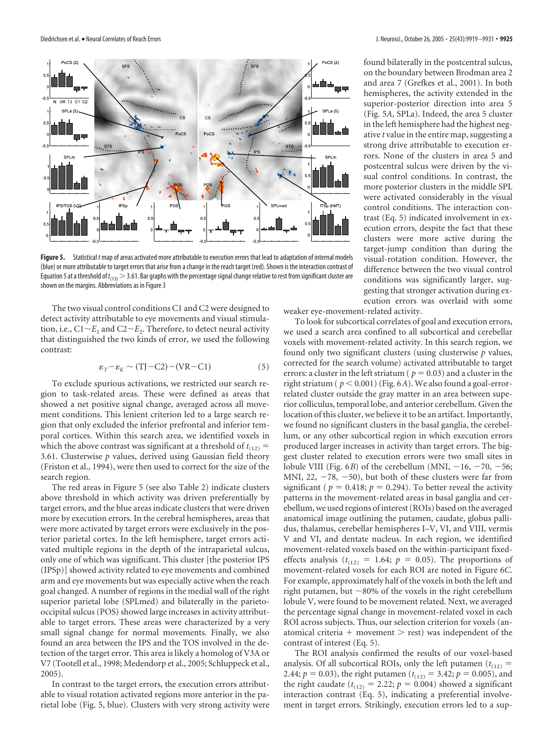**Figure 5.** Statistical *t* map of areas activated more attributable to execution errors that lead to adaptation of internal models (blue) or more attributable to target errors that arise from a change in the reach target (red). Shown is the interaction contrast of Equation 5 at a threshold of $t_{(13)} > 3.61$. Bar graphs with the percentage signal change relative to rest from significant cluster are shown on the margins. Abbreviations as in Figure 3

The two visual control conditions C1 and C2 were designed to detect activity attributable to eye movements and visual stimulation, i.e., C1~$E_1$ and C2~$E_2$. Therefore, to detect neural activity that distinguished the two kinds of error, we used the following contrast:

$$\varepsilon_T - \varepsilon_K \sim (\text{TJ}-\text{C2})-(\text{VR}-\text{C1}) \tag{5}$$

To exclude spurious activations, we restricted our search region to task-related areas. These were defined as areas that showed a net positive signal change, averaged across all movement conditions. This lenient criterion led to a large search region that only excluded the inferior prefrontal and inferior temporal cortices. Within this search area, we identified voxels in which the above contrast was significant at a threshold of $t_{(12)} = 3.61$. Clusterwise *p* values, derived using Gaussian field theory (Friston et al., 1994), were then used to correct for the size of the search region.

The red areas in Figure 5 (see also Table 2) indicate clusters above threshold in which activity was driven preferentially by target errors, and the blue areas indicate clusters that were driven more by execution errors. In the cerebral hemispheres, areas that were more activated by target errors were exclusively in the posterior parietal cortex. In the left hemisphere, target errors activated multiple regions in the depth of the intraparietal sulcus, only one of which was significant. This cluster [the posterior IPS (IPSp)] showed activity related to eye movements and combined arm and eye movements but was especially active when the reach goal changed. A number of regions in the medial wall of the right superior parietal lobe (SPLmed) and bilaterally in the parieto-occipital sulcus (POS) showed large increases in activity attributable to target errors. These areas were characterized by a very small signal change for normal movements. Finally, we also found an area between the IPS and the TOS involved in the detection of the target error. This area is likely a homolog of V3A or V7 (Tootell et al., 1998; Medendorp et al., 2005; Schluppeck et al., 2005).

In contrast to the target errors, the execution errors attributable to visual rotation activated regions more anterior in the parietal lobe (Fig. 5, blue). Clusters with very strong activity were found bilaterally in the postcentral sulcus, on the boundary between Brodman area 2 and area 7 (Grefkes et al., 2001). In both hemispheres, the activity extended in the superior-posterior direction into area 5 (Fig. 5*A*, SPLa). Indeed, the area 5 cluster in the left hemisphere had the highest negative *t* value in the entire map, suggesting a strong drive attributable to execution errors. None of the clusters in area 5 and postcentral sulcus were driven by the visual control conditions. In contrast, the more posterior clusters in the middle SPL were activated considerably in the visual control conditions. The interaction contrast (Eq. 5) indicated involvement in execution errors, despite the fact that these clusters were more active during the target-jump condition than during the visual-rotation condition. However, the difference between the two visual control conditions was significantly larger, suggesting that stronger activation during execution errors was overlaid with some weaker eye-movement-related activity.

To look for subcortical correlates of goal and execution errors, we used a search area confined to all subcortical and cerebellar voxels with movement-related activity. In this search region, we found only two significant clusters (using clusterwise *p* values, corrected for the search volume) activated attributable to target errors: a cluster in the left striatum ($p = 0.03$) and a cluster in the right striatum ($p < 0.001$) (Fig. 6*A*). We also found a goal-error-related cluster outside the gray matter in an area between superior colliculus, temporal lobe, and anterior cerebellum. Given the location of this cluster, we believe it to be an artifact. Importantly, we found no significant clusters in the basal ganglia, the cerebellum, or any other subcortical region in which execution errors produced larger increases in activity than target errors. The biggest cluster related to execution errors were two small sites in lobule VIII (Fig. 6*B*) of the cerebellum (MNI, −16, −70, −56; MNI, 22, −78, −50), but both of these clusters were far from significant ($p = 0.418$; $p = 0.294$). To better reveal the activity patterns in the movement-related areas in basal ganglia and cerebellum, we used regions of interest (ROIs) based on the averaged anatomical image outlining the putamen, caudate, globus pallidus, thalamus, cerebellar hemispheres I–V, VI, and VIII, vermis V and VI, and dentate nucleus. In each region, we identified movement-related voxels based on the within-participant fixed-effects analysis ($t_{(12)} = 1.64$; $p = 0.05$). The proportions of movement-related voxels for each ROI are noted in Figure 6*C*. For example, approximately half of the voxels in both the left and right putamen, but ~80% of the voxels in the right cerebellum lobule V, were found to be movement related. Next, we averaged the percentage signal change in movement-related voxel in each ROI across subjects. Thus, our selection criterion for voxels (anatomical criteria + movement > rest) was independent of the contrast of interest (Eq. 5).

The ROI analysis confirmed the results of our voxel-based analysis. Of all subcortical ROIs, only the left putamen ($t_{(12)} = 2.44$; $p = 0.03$), the right putamen ($t_{(12)} = 3.42$; $p = 0.005$), and the right caudate ($t_{(12)} = 2.22$; $p = 0.004$) showed a significant interaction contrast (Eq. 5), indicating a preferential involvement in target errors. Strikingly, execution errors led to a sup-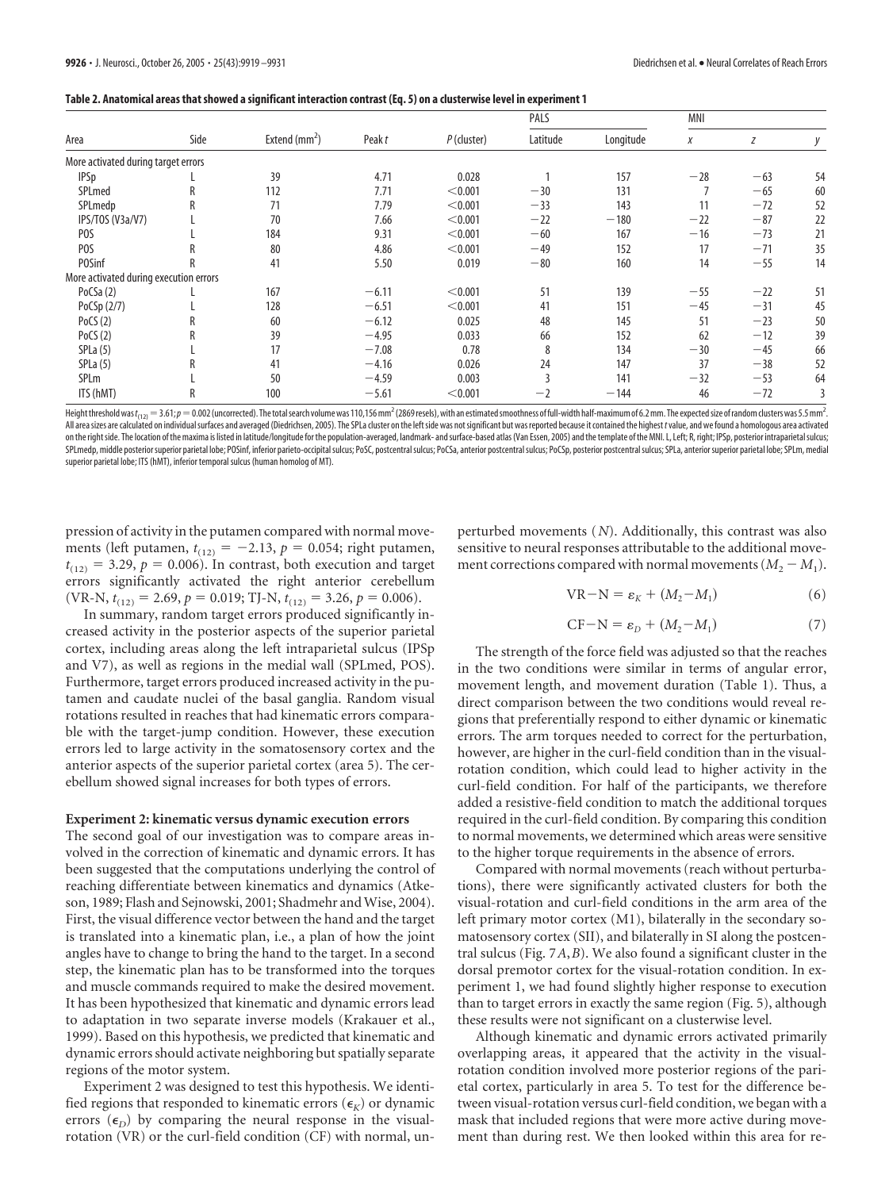**Table 2. Anatomical areas that showed a significant interaction contrast (Eq. 5) on a clusterwise level in experiment 1**

| Area | Side | Extend (mm$^2$) | Peak *t* | *P* (cluster) | PALS | | MNI | | |
|---|---|---|---|---|---|---|---|---|---|
| | | | | | Latitude | Longitude | *x* | *z* | *y* |
| More activated during target errors | | | | | | | | | |
| IPSp | L | 39 | 4.71 | 0.028 | 1 | 157 | −28 | −63 | 54 |
| SPLmed | R | 112 | 7.71 | <0.001 | −30 | 131 | 7 | −65 | 60 |
| SPLmedp | R | 71 | 7.79 | <0.001 | −33 | 143 | 11 | −72 | 52 |
| IPS/TOS (V3a/V7) | L | 70 | 7.66 | <0.001 | −22 | −180 | −22 | −87 | 22 |
| POS | L | 184 | 9.31 | <0.001 | −60 | 167 | −16 | −73 | 21 |
| POS | R | 80 | 4.86 | <0.001 | −49 | 152 | 17 | −71 | 35 |
| POSinf | R | 41 | 5.50 | 0.019 | −80 | 160 | 14 | −55 | 14 |
| More activated during execution errors | | | | | | | | | |
| PoCSa (2) | L | 167 | −6.11 | <0.001 | 51 | 139 | −55 | −22 | 51 |
| PoCSp (2/7) | L | 128 | −6.51 | <0.001 | 41 | 151 | −45 | −31 | 45 |
| PoCS (2) | R | 60 | −6.12 | 0.025 | 48 | 145 | 51 | −23 | 50 |
| PoCS (2) | R | 39 | −4.95 | 0.033 | 66 | 152 | 62 | −12 | 39 |
| SPLa (5) | L | 17 | −7.08 | 0.78 | 8 | 134 | −30 | −45 | 66 |
| SPLa (5) | R | 41 | −4.16 | 0.026 | 24 | 147 | 37 | −38 | 52 |
| SPLm | L | 50 | −4.59 | 0.003 | 3 | 141 | −32 | −53 | 64 |
| ITS (hMT) | R | 100 | −5.61 | <0.001 | −2 | −144 | 46 | −72 | 3 |

Height threshold was $t_{(12)} = 3.61$; $p = 0.002$ (uncorrected). The total search volume was 110,156 mm$^2$ (2869 resels), with an estimated smoothness of full-width half-maximum of 6.2 mm. The expected size of random clusters was 5.5 mm$^2$. All area sizes are calculated on individual surfaces and averaged (Diedrichsen, 2005). The SPLa cluster on the left side was not significant but was reported because it contained the highest *t* value, and we found a homologous area activated on the right side. The location of the maxima is listed in latitude/longitude for the population-averaged, landmark- and surface-based atlas (Van Essen, 2005) and the template of the MNI. L, Left; R, right; IPSp, posterior intraparietal sulcus; SPLmedp, middle posterior superior parietal lobe; POSinf, inferior parieto-occipital sulcus; PoSC, postcentral sulcus; PoCSa, anterior postcentral sulcus; PoCSp, posterior postcentral sulcus; SPLa, anterior superior parietal lobe; SPLm, medial superior parietal lobe; ITS (hMT), inferior temporal sulcus (human homolog of MT).

pression of activity in the putamen compared with normal movements (left putamen, $t_{(12)} = -2.13$, $p = 0.054$; right putamen, $t_{(12)} = 3.29$, $p = 0.006$). In contrast, both execution and target errors significantly activated the right anterior cerebellum (VR-N, $t_{(12)} = 2.69$, $p = 0.019$; TJ-N, $t_{(12)} = 3.26$, $p = 0.006$).

In summary, random target errors produced significantly increased activity in the posterior aspects of the superior parietal cortex, including areas along the left intraparietal sulcus (IPSp and V7), as well as regions in the medial wall (SPLmed, POS). Furthermore, target errors produced increased activity in the putamen and caudate nuclei of the basal ganglia. Random visual rotations resulted in reaches that had kinematic errors comparable with the target-jump condition. However, these execution errors led to large activity in the somatosensory cortex and the anterior aspects of the superior parietal cortex (area 5). The cerebellum showed signal increases for both types of errors.

### Experiment 2: kinematic versus dynamic execution errors

The second goal of our investigation was to compare areas involved in the correction of kinematic and dynamic errors. It has been suggested that the computations underlying the control of reaching differentiate between kinematics and dynamics (Atkeson, 1989; Flash and Sejnowski, 2001; Shadmehr and Wise, 2004). First, the visual difference vector between the hand and the target is translated into a kinematic plan, i.e., a plan of how the joint angles have to change to bring the hand to the target. In a second step, the kinematic plan has to be transformed into the torques and muscle commands required to make the desired movement. It has been hypothesized that kinematic and dynamic errors lead to adaptation in two separate inverse models (Krakauer et al., 1999). Based on this hypothesis, we predicted that kinematic and dynamic errors should activate neighboring but spatially separate regions of the motor system.

Experiment 2 was designed to test this hypothesis. We identified regions that responded to kinematic errors ($\epsilon_K$) or dynamic errors ($\epsilon_D$) by comparing the neural response in the visual-rotation (VR) or the curl-field condition (CF) with normal, unperturbed movements (*N*). Additionally, this contrast was also sensitive to neural responses attributable to the additional movement corrections compared with normal movements ($M_2 - M_1$).

$$\mathrm{VR}-\mathrm{N} = \varepsilon_K + (M_2 - M_1) \tag{6}$$

$$\mathrm{CF}-\mathrm{N} = \varepsilon_D + (M_2 - M_1) \tag{7}$$

The strength of the force field was adjusted so that the reaches in the two conditions were similar in terms of angular error, movement length, and movement duration (Table 1). Thus, a direct comparison between the two conditions would reveal regions that preferentially respond to either dynamic or kinematic errors. The arm torques needed to correct for the perturbation, however, are higher in the curl-field condition than in the visual-rotation condition, which could lead to higher activity in the curl-field condition. For half of the participants, we therefore added a resistive-field condition to match the additional torques required in the curl-field condition. By comparing this condition to normal movements, we determined which areas were sensitive to the higher torque requirements in the absence of errors.

Compared with normal movements (reach without perturbations), there were significantly activated clusters for both the visual-rotation and curl-field conditions in the arm area of the left primary motor cortex (M1), bilaterally in the secondary somatosensory cortex (SII), and bilaterally in SI along the postcentral sulcus (Fig. 7*A*,*B*). We also found a significant cluster in the dorsal premotor cortex for the visual-rotation condition. In experiment 1, we had found slightly higher response to execution than to target errors in exactly the same region (Fig. 5), although these results were not significant on a clusterwise level.

Although kinematic and dynamic errors activated primarily overlapping areas, it appeared that the activity in the visual-rotation condition involved more posterior regions of the parietal cortex, particularly in area 5. To test for the difference between visual-rotation versus curl-field condition, we began with a mask that included regions that were more active during movement than during rest. We then looked within this area for re-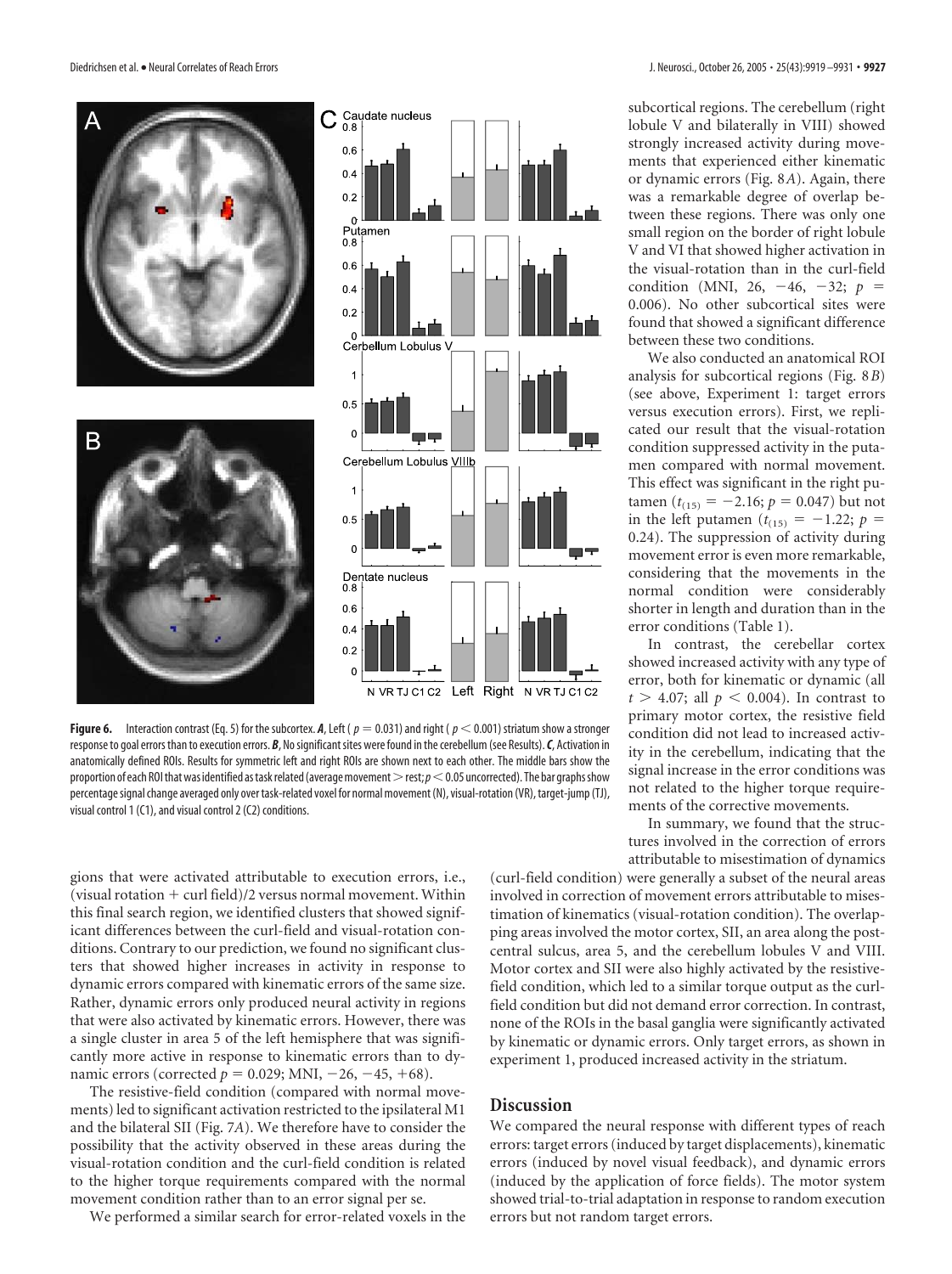**Figure 6.** Interaction contrast (Eq. 5) for the subcortex. ***A***, Left ( $p = 0.031$) and right ( $p < 0.001$) striatum show a stronger response to goal errors than to execution errors. ***B***, No significant sites were found in the cerebellum (see Results). ***C***, Activation in anatomically defined ROIs. Results for symmetric left and right ROIs are shown next to each other. The middle bars show the proportion of each ROI that was identified as task related (average movement > rest; $p < 0.05$ uncorrected). The bar graphs show percentage signal change averaged only over task-related voxel for normal movement (N), visual-rotation (VR), target-jump (TJ), visual control 1 (C1), and visual control 2 (C2) conditions.

gions that were activated attributable to execution errors, i.e., (visual rotation + curl field)/2 versus normal movement. Within this final search region, we identified clusters that showed significant differences between the curl-field and visual-rotation conditions. Contrary to our prediction, we found no significant clusters that showed higher increases in activity in response to dynamic errors compared with kinematic errors of the same size. Rather, dynamic errors only produced neural activity in regions that were also activated by kinematic errors. However, there was a single cluster in area 5 of the left hemisphere that was significantly more active in response to kinematic errors than to dynamic errors (corrected $p = 0.029$; MNI, −26, −45, +68).

The resistive-field condition (compared with normal movements) led to significant activation restricted to the ipsilateral M1 and the bilateral SII (Fig. 7*A*). We therefore have to consider the possibility that the activity observed in these areas during the visual-rotation condition and the curl-field condition is related to the higher torque requirements compared with the normal movement condition rather than to an error signal per se.

We performed a similar search for error-related voxels in the subcortical regions. The cerebellum (right lobule V and bilaterally in VIII) showed strongly increased activity during movements that experienced either kinematic or dynamic errors (Fig. 8*A*). Again, there was a remarkable degree of overlap between these regions. There was only one small region on the border of right lobule V and VI that showed higher activation in the visual-rotation than in the curl-field condition (MNI, 26, −46, −32; $p = 0.006$). No other subcortical sites were found that showed a significant difference between these two conditions.

We also conducted an anatomical ROI analysis for subcortical regions (Fig. 8*B*) (see above, Experiment 1: target errors versus execution errors). First, we replicated our result that the visual-rotation condition suppressed activity in the putamen compared with normal movement. This effect was significant in the right putamen ($t_{(15)} = -2.16$; $p = 0.047$) but not in the left putamen ($t_{(15)} = -1.22$; $p = 0.24$). The suppression of activity during movement error is even more remarkable, considering that the movements in the normal condition were considerably shorter in length and duration than in the error conditions (Table 1).

In contrast, the cerebellar cortex showed increased activity with any type of error, both for kinematic or dynamic (all $t > 4.07$; all $p < 0.004$). In contrast to primary motor cortex, the resistive field condition did not lead to increased activity in the cerebellum, indicating that the signal increase in the error conditions was not related to the higher torque requirements of the corrective movements.

In summary, we found that the structures involved in the correction of errors attributable to misestimation of dynamics (curl-field condition) were generally a subset of the neural areas involved in correction of movement errors attributable to misestimation of kinematics (visual-rotation condition). The overlapping areas involved the motor cortex, SII, an area along the postcentral sulcus, area 5, and the cerebellum lobules V and VIII. Motor cortex and SII were also highly activated by the resistive-field condition, which led to a similar torque output as the curl-field condition but did not demand error correction. In contrast, none of the ROIs in the basal ganglia were significantly activated by kinematic or dynamic errors. Only target errors, as shown in experiment 1, produced increased activity in the striatum.

## Discussion

We compared the neural response with different types of reach errors: target errors (induced by target displacements), kinematic errors (induced by novel visual feedback), and dynamic errors (induced by the application of force fields). The motor system showed trial-to-trial adaptation in response to random execution errors but not random target errors.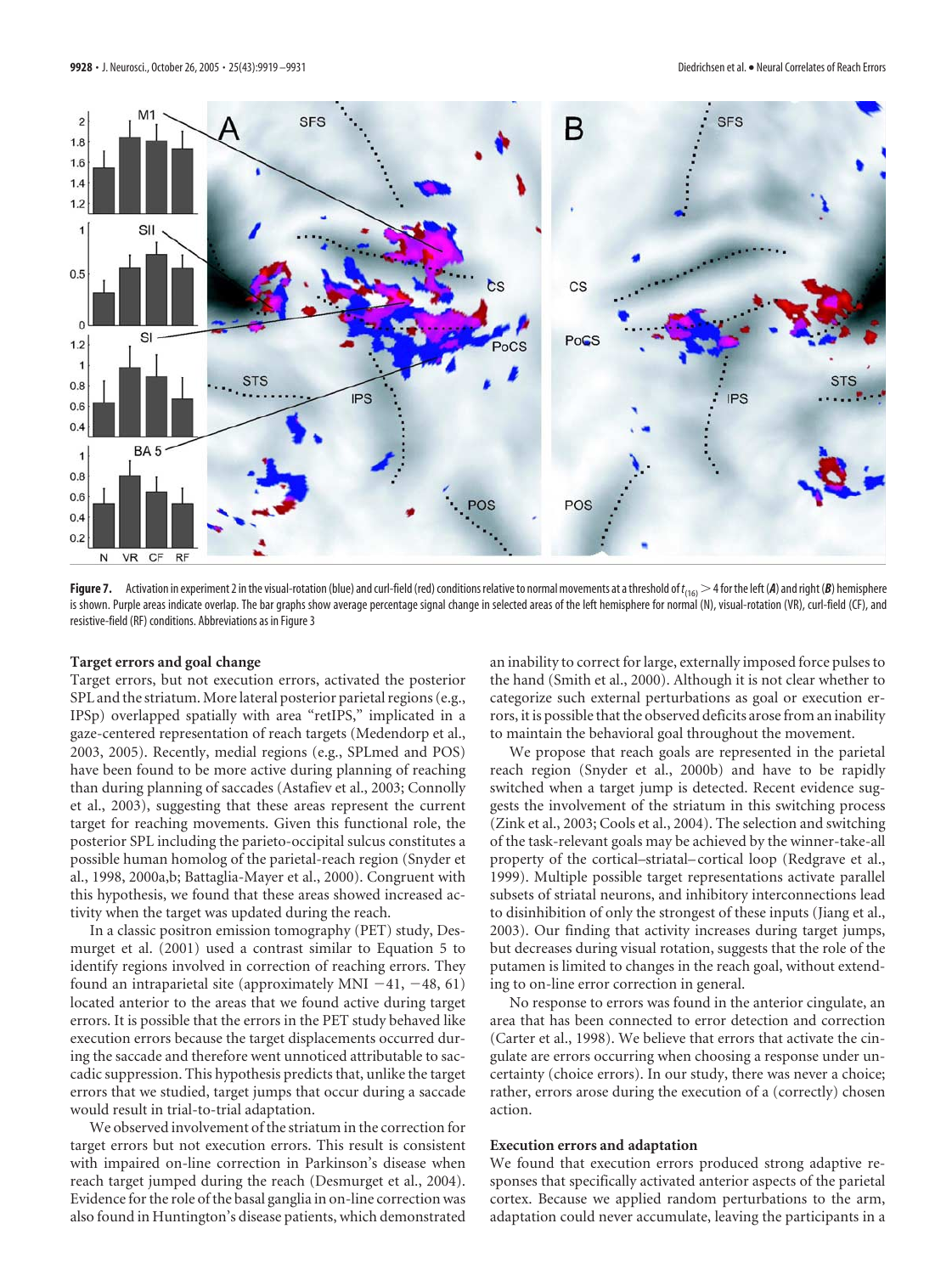**Figure 7.** Activation in experiment 2 in the visual-rotation (blue) and curl-field (red) conditions relative to normal movements at a threshold of $t_{(16)} > 4$ for the left (***A***) and right (***B***) hemisphere is shown. Purple areas indicate overlap. The bar graphs show average percentage signal change in selected areas of the left hemisphere for normal (N), visual-rotation (VR), curl-field (CF), and resistive-field (RF) conditions. Abbreviations as in Figure 3

### Target errors and goal change

Target errors, but not execution errors, activated the posterior SPL and the striatum. More lateral posterior parietal regions (e.g., IPSp) overlapped spatially with area "retIPS," implicated in a gaze-centered representation of reach targets (Medendorp et al., 2003, 2005). Recently, medial regions (e.g., SPLmed and POS) have been found to be more active during planning of reaching than during planning of saccades (Astafiev et al., 2003; Connolly et al., 2003), suggesting that these areas represent the current target for reaching movements. Given this functional role, the posterior SPL including the parieto-occipital sulcus constitutes a possible human homolog of the parietal-reach region (Snyder et al., 1998, 2000a,b; Battaglia-Mayer et al., 2000). Congruent with this hypothesis, we found that these areas showed increased activity when the target was updated during the reach.

In a classic positron emission tomography (PET) study, Desmurget et al. (2001) used a contrast similar to Equation 5 to identify regions involved in correction of reaching errors. They found an intraparietal site (approximately MNI −41, −48, 61) located anterior to the areas that we found active during target errors. It is possible that the errors in the PET study behaved like execution errors because the target displacements occurred during the saccade and therefore went unnoticed attributable to saccadic suppression. This hypothesis predicts that, unlike the target errors that we studied, target jumps that occur during a saccade would result in trial-to-trial adaptation.

We observed involvement of the striatum in the correction for target errors but not execution errors. This result is consistent with impaired on-line correction in Parkinson's disease when reach target jumped during the reach (Desmurget et al., 2004). Evidence for the role of the basal ganglia in on-line correction was also found in Huntington's disease patients, which demonstrated an inability to correct for large, externally imposed force pulses to the hand (Smith et al., 2000). Although it is not clear whether to categorize such external perturbations as goal or execution errors, it is possible that the observed deficits arose from an inability to maintain the behavioral goal throughout the movement.

We propose that reach goals are represented in the parietal reach region (Snyder et al., 2000b) and have to be rapidly switched when a target jump is detected. Recent evidence suggests the involvement of the striatum in this switching process (Zink et al., 2003; Cools et al., 2004). The selection and switching of the task-relevant goals may be achieved by the winner-take-all property of the cortical–striatal–cortical loop (Redgrave et al., 1999). Multiple possible target representations activate parallel subsets of striatal neurons, and inhibitory interconnections lead to disinhibition of only the strongest of these inputs (Jiang et al., 2003). Our finding that activity increases during target jumps, but decreases during visual rotation, suggests that the role of the putamen is limited to changes in the reach goal, without extending to on-line error correction in general.

No response to errors was found in the anterior cingulate, an area that has been connected to error detection and correction (Carter et al., 1998). We believe that errors that activate the cingulate are errors occurring when choosing a response under uncertainty (choice errors). In our study, there was never a choice; rather, errors arose during the execution of a (correctly) chosen action.

### Execution errors and adaptation

We found that execution errors produced strong adaptive responses that specifically activated anterior aspects of the parietal cortex. Because we applied random perturbations to the arm, adaptation could never accumulate, leaving the participants in a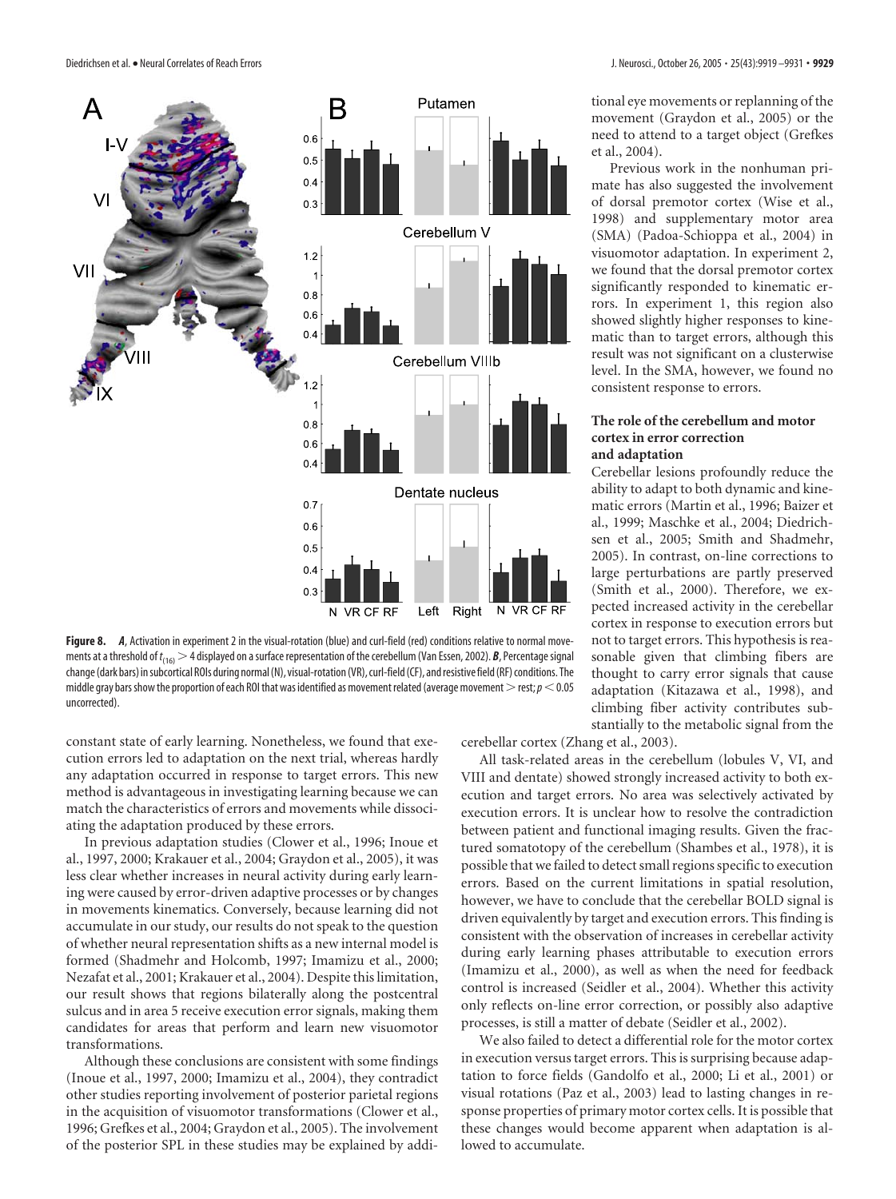**Figure 8.** ***A***, Activation in experiment 2 in the visual-rotation (blue) and curl-field (red) conditions relative to normal movements at a threshold of $t_{(16)} > 4$ displayed on a surface representation of the cerebellum (Van Essen, 2002). ***B***, Percentage signal change (dark bars) in subcortical ROIs during normal (N), visual-rotation (VR), curl-field (CF), and resistive field (RF) conditions. The middle gray bars show the proportion of each ROI that was identified as movement related (average movement > rest; $p < 0.05$ uncorrected).

constant state of early learning. Nonetheless, we found that execution errors led to adaptation on the next trial, whereas hardly any adaptation occurred in response to target errors. This new method is advantageous in investigating learning because we can match the characteristics of errors and movements while dissociating the adaptation produced by these errors.

In previous adaptation studies (Clower et al., 1996; Inoue et al., 1997, 2000; Krakauer et al., 2004; Graydon et al., 2005), it was less clear whether increases in neural activity during early learning were caused by error-driven adaptive processes or by changes in movements kinematics. Conversely, because learning did not accumulate in our study, our results do not speak to the question of whether neural representation shifts as a new internal model is formed (Shadmehr and Holcomb, 1997; Imamizu et al., 2000; Nezafat et al., 2001; Krakauer et al., 2004). Despite this limitation, our result shows that regions bilaterally along the postcentral sulcus and in area 5 receive execution error signals, making them candidates for areas that perform and learn new visuomotor transformations.

Although these conclusions are consistent with some findings (Inoue et al., 1997, 2000; Imamizu et al., 2004), they contradict other studies reporting involvement of posterior parietal regions in the acquisition of visuomotor transformations (Clower et al., 1996; Grefkes et al., 2004; Graydon et al., 2005). The involvement of the posterior SPL in these studies may be explained by additional eye movements or replanning of the movement (Graydon et al., 2005) or the need to attend to a target object (Grefkes et al., 2004).

Previous work in the nonhuman primate has also suggested the involvement of dorsal premotor cortex (Wise et al., 1998) and supplementary motor area (SMA) (Padoa-Schioppa et al., 2004) in visuomotor adaptation. In experiment 2, we found that the dorsal premotor cortex significantly responded to kinematic errors. In experiment 1, this region also showed slightly higher responses to kinematic than to target errors, although this result was not significant on a clusterwise level. In the SMA, however, we found no consistent response to errors.

### The role of the cerebellum and motor cortex in error correction and adaptation

Cerebellar lesions profoundly reduce the ability to adapt to both dynamic and kinematic errors (Martin et al., 1996; Baizer et al., 1999; Maschke et al., 2004; Diedrichsen et al., 2005; Smith and Shadmehr, 2005). In contrast, on-line corrections to large perturbations are partly preserved (Smith et al., 2000). Therefore, we expected increased activity in the cerebellar cortex in response to execution errors but not to target errors. This hypothesis is reasonable given that climbing fibers are thought to carry error signals that cause adaptation (Kitazawa et al., 1998), and climbing fiber activity contributes substantially to the metabolic signal from the cerebellar cortex (Zhang et al., 2003).

All task-related areas in the cerebellum (lobules V, VI, and VIII and dentate) showed strongly increased activity to both execution and target errors. No area was selectively activated by execution errors. It is unclear how to resolve the contradiction between patient and functional imaging results. Given the fractured somatotopy of the cerebellum (Shambes et al., 1978), it is possible that we failed to detect small regions specific to execution errors. Based on the current limitations in spatial resolution, however, we have to conclude that the cerebellar BOLD signal is driven equivalently by target and execution errors. This finding is consistent with the observation of increases in cerebellar activity during early learning phases attributable to execution errors (Imamizu et al., 2000), as well as when the need for feedback control is increased (Seidler et al., 2004). Whether this activity only reflects on-line error correction, or possibly also adaptive processes, is still a matter of debate (Seidler et al., 2002).

We also failed to detect a differential role for the motor cortex in execution versus target errors. This is surprising because adaptation to force fields (Gandolfo et al., 2000; Li et al., 2001) or visual rotations (Paz et al., 2003) lead to lasting changes in response properties of primary motor cortex cells. It is possible that these changes would become apparent when adaptation is allowed to accumulate.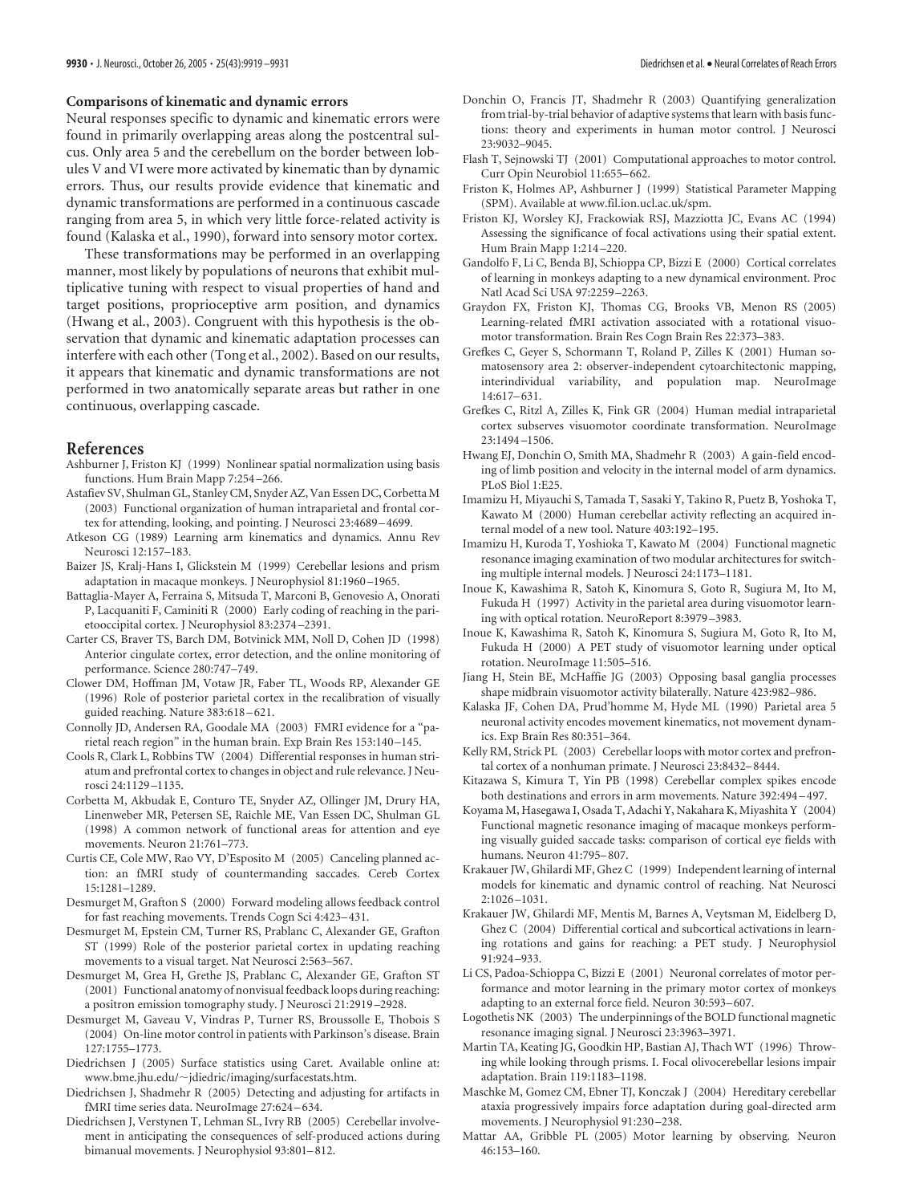**Comparisons of kinematic and dynamic errors**

Neural responses specific to dynamic and kinematic errors were found in primarily overlapping areas along the postcentral sulcus. Only area 5 and the cerebellum on the border between lobules V and VI were more activated by kinematic than by dynamic errors. Thus, our results provide evidence that kinematic and dynamic transformations are performed in a continuous cascade ranging from area 5, in which very little force-related activity is found (Kalaska et al., 1990), forward into sensory motor cortex.

These transformations may be performed in an overlapping manner, most likely by populations of neurons that exhibit multiplicative tuning with respect to visual properties of hand and target positions, proprioceptive arm position, and dynamics (Hwang et al., 2003). Congruent with this hypothesis is the observation that dynamic and kinematic adaptation processes can interfere with each other (Tong et al., 2002). Based on our results, it appears that kinematic and dynamic transformations are not performed in two anatomically separate areas but rather in one continuous, overlapping cascade.

## References

Ashburner J, Friston KJ (1999) Nonlinear spatial normalization using basis functions. Hum Brain Mapp 7:254–266.

Astafiev SV, Shulman GL, Stanley CM, Snyder AZ, Van Essen DC, Corbetta M (2003) Functional organization of human intraparietal and frontal cortex for attending, looking, and pointing. J Neurosci 23:4689–4699.

Atkeson CG (1989) Learning arm kinematics and dynamics. Annu Rev Neurosci 12:157–183.

Baizer JS, Kralj-Hans I, Glickstein M (1999) Cerebellar lesions and prism adaptation in macaque monkeys. J Neurophysiol 81:1960–1965.

Battaglia-Mayer A, Ferraina S, Mitsuda T, Marconi B, Genovesio A, Onorati P, Lacquaniti F, Caminiti R (2000) Early coding of reaching in the parietooccipital cortex. J Neurophysiol 83:2374–2391.

Carter CS, Braver TS, Barch DM, Botvinick MM, Noll D, Cohen JD (1998) Anterior cingulate cortex, error detection, and the online monitoring of performance. Science 280:747–749.

Clower DM, Hoffman JM, Votaw JR, Faber TL, Woods RP, Alexander GE (1996) Role of posterior parietal cortex in the recalibration of visually guided reaching. Nature 383:618–621.

Connolly JD, Andersen RA, Goodale MA (2003) FMRI evidence for a "parietal reach region" in the human brain. Exp Brain Res 153:140–145.

Cools R, Clark L, Robbins TW (2004) Differential responses in human striatum and prefrontal cortex to changes in object and rule relevance. J Neurosci 24:1129–1135.

Corbetta M, Akbudak E, Conturo TE, Snyder AZ, Ollinger JM, Drury HA, Linenweber MR, Petersen SE, Raichle ME, Van Essen DC, Shulman GL (1998) A common network of functional areas for attention and eye movements. Neuron 21:761–773.

Curtis CE, Cole MW, Rao VY, D'Esposito M (2005) Canceling planned action: an fMRI study of countermanding saccades. Cereb Cortex 15:1281–1289.

Desmurget M, Grafton S (2000) Forward modeling allows feedback control for fast reaching movements. Trends Cogn Sci 4:423–431.

Desmurget M, Epstein CM, Turner RS, Prablanc C, Alexander GE, Grafton ST (1999) Role of the posterior parietal cortex in updating reaching movements to a visual target. Nat Neurosci 2:563–567.

Desmurget M, Grea H, Grethe JS, Prablanc C, Alexander GE, Grafton ST (2001) Functional anatomy of nonvisual feedback loops during reaching: a positron emission tomography study. J Neurosci 21:2919–2928.

Desmurget M, Gaveau V, Vindras P, Turner RS, Broussolle E, Thobois S (2004) On-line motor control in patients with Parkinson's disease. Brain 127:1755–1773.

Diedrichsen J (2005) Surface statistics using Caret. Available online at: www.bme.jhu.edu/~jdiedric/imaging/surfacestats.htm.

Diedrichsen J, Shadmehr R (2005) Detecting and adjusting for artifacts in fMRI time series data. NeuroImage 27:624–634.

Diedrichsen J, Verstynen T, Lehman SL, Ivry RB (2005) Cerebellar involvement in anticipating the consequences of self-produced actions during bimanual movements. J Neurophysiol 93:801–812.

Donchin O, Francis JT, Shadmehr R (2003) Quantifying generalization from trial-by-trial behavior of adaptive systems that learn with basis functions: theory and experiments in human motor control. J Neurosci 23:9032–9045.

Flash T, Sejnowski TJ (2001) Computational approaches to motor control. Curr Opin Neurobiol 11:655–662.

Friston K, Holmes AP, Ashburner J (1999) Statistical Parameter Mapping (SPM). Available at www.fil.ion.ucl.ac.uk/spm.

Friston KJ, Worsley KJ, Frackowiak RSJ, Mazziotta JC, Evans AC (1994) Assessing the significance of focal activations using their spatial extent. Hum Brain Mapp 1:214–220.

Gandolfo F, Li C, Benda BJ, Schioppa CP, Bizzi E (2000) Cortical correlates of learning in monkeys adapting to a new dynamical environment. Proc Natl Acad Sci USA 97:2259–2263.

Graydon FX, Friston KJ, Thomas CG, Brooks VB, Menon RS (2005) Learning-related fMRI activation associated with a rotational visuomotor transformation. Brain Res Cogn Brain Res 22:373–383.

Grefkes C, Geyer S, Schormann T, Roland P, Zilles K (2001) Human somatosensory area 2: observer-independent cytoarchitectonic mapping, interindividual variability, and population map. NeuroImage 14:617–631.

Grefkes C, Ritzl A, Zilles K, Fink GR (2004) Human medial intraparietal cortex subserves visuomotor coordinate transformation. NeuroImage 23:1494–1506.

Hwang EJ, Donchin O, Smith MA, Shadmehr R (2003) A gain-field encoding of limb position and velocity in the internal model of arm dynamics. PLoS Biol 1:E25.

Imamizu H, Miyauchi S, Tamada T, Sasaki Y, Takino R, Puetz B, Yoshoka T, Kawato M (2000) Human cerebellar activity reflecting an acquired internal model of a new tool. Nature 403:192–195.

Imamizu H, Kuroda T, Yoshioka T, Kawato M (2004) Functional magnetic resonance imaging examination of two modular architectures for switching multiple internal models. J Neurosci 24:1173–1181.

Inoue K, Kawashima R, Satoh K, Kinomura S, Goto R, Sugiura M, Ito M, Fukuda H (1997) Activity in the parietal area during visuomotor learning with optical rotation. NeuroReport 8:3979–3983.

Inoue K, Kawashima R, Satoh K, Kinomura S, Sugiura M, Goto R, Ito M, Fukuda H (2000) A PET study of visuomotor learning under optical rotation. NeuroImage 11:505–516.

Jiang H, Stein BE, McHaffie JG (2003) Opposing basal ganglia processes shape midbrain visuomotor activity bilaterally. Nature 423:982–986.

Kalaska JF, Cohen DA, Prud'homme M, Hyde ML (1990) Parietal area 5 neuronal activity encodes movement kinematics, not movement dynamics. Exp Brain Res 80:351–364.

Kelly RM, Strick PL (2003) Cerebellar loops with motor cortex and prefrontal cortex of a nonhuman primate. J Neurosci 23:8432–8444.

Kitazawa S, Kimura T, Yin PB (1998) Cerebellar complex spikes encode both destinations and errors in arm movements. Nature 392:494–497.

Koyama M, Hasegawa I, Osada T, Adachi Y, Nakahara K, Miyashita Y (2004) Functional magnetic resonance imaging of macaque monkeys performing visually guided saccade tasks: comparison of cortical eye fields with humans. Neuron 41:795–807.

Krakauer JW, Ghilardi MF, Ghez C (1999) Independent learning of internal models for kinematic and dynamic control of reaching. Nat Neurosci 2:1026–1031.

Krakauer JW, Ghilardi MF, Mentis M, Barnes A, Veytsman M, Eidelberg D, Ghez C (2004) Differential cortical and subcortical activations in learning rotations and gains for reaching: a PET study. J Neurophysiol 91:924–933.

Li CS, Padoa-Schioppa C, Bizzi E (2001) Neuronal correlates of motor performance and motor learning in the primary motor cortex of monkeys adapting to an external force field. Neuron 30:593–607.

Logothetis NK (2003) The underpinnings of the BOLD functional magnetic resonance imaging signal. J Neurosci 23:3963–3971.

Martin TA, Keating JG, Goodkin HP, Bastian AJ, Thach WT (1996) Throwing while looking through prisms. I. Focal olivocerebellar lesions impair adaptation. Brain 119:1183–1198.

Maschke M, Gomez CM, Ebner TJ, Konczak J (2004) Hereditary cerebellar ataxia progressively impairs force adaptation during goal-directed arm movements. J Neurophysiol 91:230–238.

Mattar AA, Gribble PL (2005) Motor learning by observing. Neuron 46:153–160.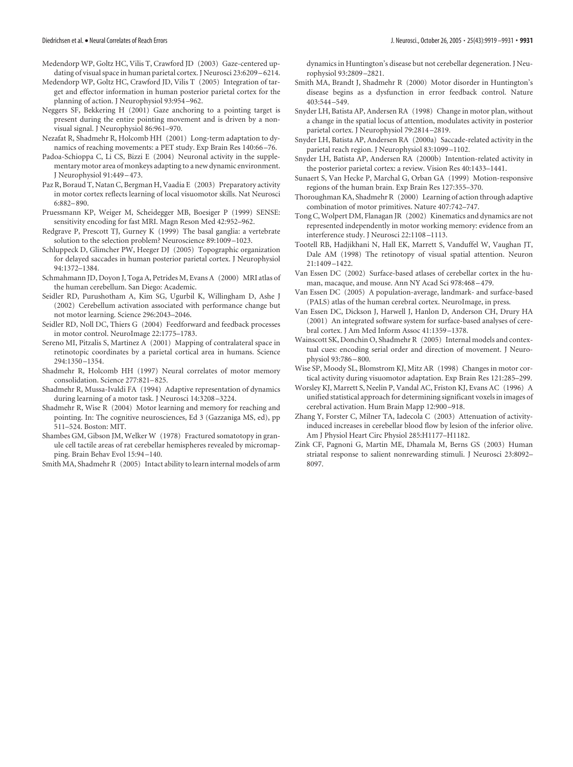Medendorp WP, Goltz HC, Vilis T, Crawford JD (2003) Gaze-centered updating of visual space in human parietal cortex. J Neurosci 23:6209–6214.

Medendorp WP, Goltz HC, Crawford JD, Vilis T (2005) Integration of target and effector information in human posterior parietal cortex for the planning of action. J Neurophysiol 93:954–962.

Neggers SF, Bekkering H (2001) Gaze anchoring to a pointing target is present during the entire pointing movement and is driven by a non-visual signal. J Neurophysiol 86:961–970.

Nezafat R, Shadmehr R, Holcomb HH (2001) Long-term adaptation to dynamics of reaching movements: a PET study. Exp Brain Res 140:66–76.

Padoa-Schioppa C, Li CS, Bizzi E (2004) Neuronal activity in the supplementary motor area of monkeys adapting to a new dynamic environment. J Neurophysiol 91:449–473.

Paz R, Boraud T, Natan C, Bergman H, Vaadia E (2003) Preparatory activity in motor cortex reflects learning of local visuomotor skills. Nat Neurosci 6:882–890.

Pruessmann KP, Weiger M, Scheidegger MB, Boesiger P (1999) SENSE: sensitivity encoding for fast MRI. Magn Reson Med 42:952–962.

Redgrave P, Prescott TJ, Gurney K (1999) The basal ganglia: a vertebrate solution to the selection problem? Neuroscience 89:1009–1023.

Schluppeck D, Glimcher PW, Heeger DJ (2005) Topographic organization for delayed saccades in human posterior parietal cortex. J Neurophysiol 94:1372–1384.

Schmahmann JD, Doyon J, Toga A, Petrides M, Evans A (2000) MRI atlas of the human cerebellum. San Diego: Academic.

Seidler RD, Purushotham A, Kim SG, Ugurbil K, Willingham D, Ashe J (2002) Cerebellum activation associated with performance change but not motor learning. Science 296:2043–2046.

Seidler RD, Noll DC, Thiers G (2004) Feedforward and feedback processes in motor control. NeuroImage 22:1775–1783.

Sereno MI, Pitzalis S, Martinez A (2001) Mapping of contralateral space in retinotopic coordinates by a parietal cortical area in humans. Science 294:1350–1354.

Shadmehr R, Holcomb HH (1997) Neural correlates of motor memory consolidation. Science 277:821–825.

Shadmehr R, Mussa-Ivaldi FA (1994) Adaptive representation of dynamics during learning of a motor task. J Neurosci 14:3208–3224.

Shadmehr R, Wise R (2004) Motor learning and memory for reaching and pointing. In: The cognitive neurosciences, Ed 3 (Gazzaniga MS, ed), pp 511–524. Boston: MIT.

Shambes GM, Gibson JM, Welker W (1978) Fractured somatotopy in granule cell tactile areas of rat cerebellar hemispheres revealed by micromapping. Brain Behav Evol 15:94–140.

Smith MA, Shadmehr R (2005) Intact ability to learn internal models of arm dynamics in Huntington's disease but not cerebellar degeneration. J Neurophysiol 93:2809–2821.

Smith MA, Brandt J, Shadmehr R (2000) Motor disorder in Huntington's disease begins as a dysfunction in error feedback control. Nature 403:544–549.

Snyder LH, Batista AP, Andersen RA (1998) Change in motor plan, without a change in the spatial locus of attention, modulates activity in posterior parietal cortex. J Neurophysiol 79:2814–2819.

Snyder LH, Batista AP, Andersen RA (2000a) Saccade-related activity in the parietal reach region. J Neurophysiol 83:1099–1102.

Snyder LH, Batista AP, Andersen RA (2000b) Intention-related activity in the posterior parietal cortex: a review. Vision Res 40:1433–1441.

Sunaert S, Van Hecke P, Marchal G, Orban GA (1999) Motion-responsive regions of the human brain. Exp Brain Res 127:355–370.

Thoroughman KA, Shadmehr R (2000) Learning of action through adaptive combination of motor primitives. Nature 407:742–747.

Tong C, Wolpert DM, Flanagan JR (2002) Kinematics and dynamics are not represented independently in motor working memory: evidence from an interference study. J Neurosci 22:1108–1113.

Tootell RB, Hadjikhani N, Hall EK, Marrett S, Vanduffel W, Vaughan JT, Dale AM (1998) The retinotopy of visual spatial attention. Neuron 21:1409–1422.

Van Essen DC (2002) Surface-based atlases of cerebellar cortex in the human, macaque, and mouse. Ann NY Acad Sci 978:468–479.

Van Essen DC (2005) A population-average, landmark- and surface-based (PALS) atlas of the human cerebral cortex. NeuroImage, in press.

Van Essen DC, Dickson J, Harwell J, Hanlon D, Anderson CH, Drury HA (2001) An integrated software system for surface-based analyses of cerebral cortex. J Am Med Inform Assoc 41:1359–1378.

Wainscott SK, Donchin O, Shadmehr R (2005) Internal models and contextual cues: encoding serial order and direction of movement. J Neurophysiol 93:786–800.

Wise SP, Moody SL, Blomstrom KJ, Mitz AR (1998) Changes in motor cortical activity during visuomotor adaptation. Exp Brain Res 121:285–299.

Worsley KJ, Marrett S, Neelin P, Vandal AC, Friston KJ, Evans AC (1996) A unified statistical approach for determining significant voxels in images of cerebral activation. Hum Brain Mapp 12:900–918.

Zhang Y, Forster C, Milner TA, Iadecola C (2003) Attenuation of activity-induced increases in cerebellar blood flow by lesion of the inferior olive. Am J Physiol Heart Circ Physiol 285:H1177–H1182.

Zink CF, Pagnoni G, Martin ME, Dhamala M, Berns GS (2003) Human striatal response to salient nonrewarding stimuli. J Neurosci 23:8092–8097.